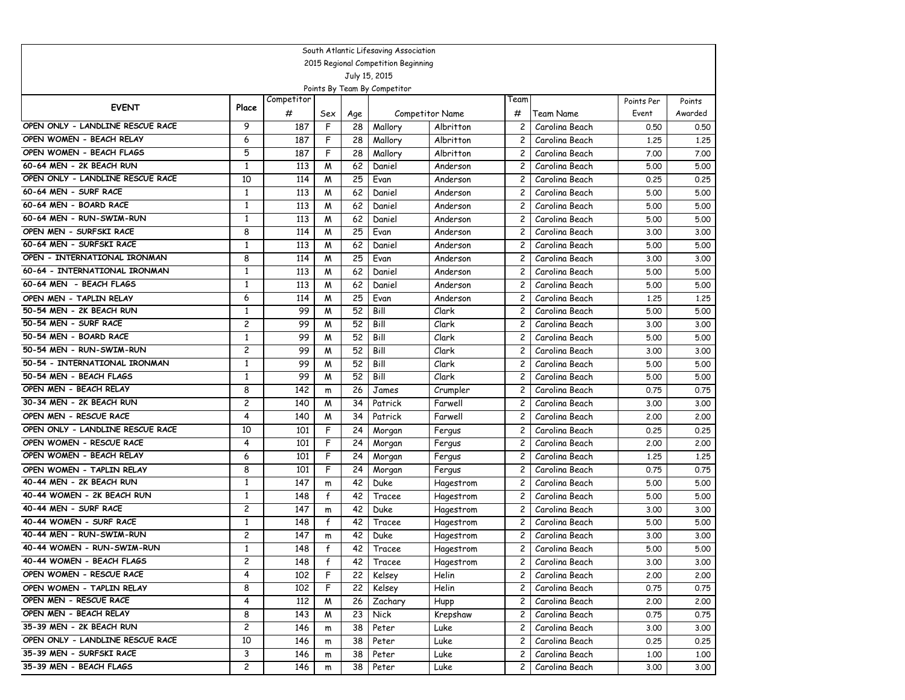South Atlantic Lifesaving Association

2015 Regional Competition Beginning

July 15, 2015

Points By Team By Competitor

| EVENT | Place | Competitor # | Sex | Age | Competitor Name | | Team # | Team Name | Points Per Event | Points Awarded |
|---|---|---|---|---|---|---|---|---|---|---|
| OPEN ONLY - LANDLINE RESCUE RACE | 9 | 187 | F | 28 | Mallory | Albritton | 2 | Carolina Beach | 0.50 | 0.50 |
| OPEN WOMEN - BEACH RELAY | 6 | 187 | F | 28 | Mallory | Albritton | 2 | Carolina Beach | 1.25 | 1.25 |
| OPEN WOMEN - BEACH FLAGS | 5 | 187 | F | 28 | Mallory | Albritton | 2 | Carolina Beach | 7.00 | 7.00 |
| 60-64 MEN - 2K BEACH RUN | 1 | 113 | M | 62 | Daniel | Anderson | 2 | Carolina Beach | 5.00 | 5.00 |
| OPEN ONLY - LANDLINE RESCUE RACE | 10 | 114 | M | 25 | Evan | Anderson | 2 | Carolina Beach | 0.25 | 0.25 |
| 60-64 MEN - SURF RACE | 1 | 113 | M | 62 | Daniel | Anderson | 2 | Carolina Beach | 5.00 | 5.00 |
| 60-64 MEN - BOARD RACE | 1 | 113 | M | 62 | Daniel | Anderson | 2 | Carolina Beach | 5.00 | 5.00 |
| 60-64 MEN - RUN-SWIM-RUN | 1 | 113 | M | 62 | Daniel | Anderson | 2 | Carolina Beach | 5.00 | 5.00 |
| OPEN MEN - SURFSKI RACE | 8 | 114 | M | 25 | Evan | Anderson | 2 | Carolina Beach | 3.00 | 3.00 |
| 60-64 MEN - SURFSKI RACE | 1 | 113 | M | 62 | Daniel | Anderson | 2 | Carolina Beach | 5.00 | 5.00 |
| OPEN - INTERNATIONAL IRONMAN | 8 | 114 | M | 25 | Evan | Anderson | 2 | Carolina Beach | 3.00 | 3.00 |
| 60-64 - INTERNATIONAL IRONMAN | 1 | 113 | M | 62 | Daniel | Anderson | 2 | Carolina Beach | 5.00 | 5.00 |
| 60-64 MEN - BEACH FLAGS | 1 | 113 | M | 62 | Daniel | Anderson | 2 | Carolina Beach | 5.00 | 5.00 |
| OPEN MEN - TAPLIN RELAY | 6 | 114 | M | 25 | Evan | Anderson | 2 | Carolina Beach | 1.25 | 1.25 |
| 50-54 MEN - 2K BEACH RUN | 1 | 99 | M | 52 | Bill | Clark | 2 | Carolina Beach | 5.00 | 5.00 |
| 50-54 MEN - SURF RACE | 2 | 99 | M | 52 | Bill | Clark | 2 | Carolina Beach | 3.00 | 3.00 |
| 50-54 MEN - BOARD RACE | 1 | 99 | M | 52 | Bill | Clark | 2 | Carolina Beach | 5.00 | 5.00 |
| 50-54 MEN - RUN-SWIM-RUN | 2 | 99 | M | 52 | Bill | Clark | 2 | Carolina Beach | 3.00 | 3.00 |
| 50-54 - INTERNATIONAL IRONMAN | 1 | 99 | M | 52 | Bill | Clark | 2 | Carolina Beach | 5.00 | 5.00 |
| 50-54 MEN - BEACH FLAGS | 1 | 99 | M | 52 | Bill | Clark | 2 | Carolina Beach | 5.00 | 5.00 |
| OPEN MEN - BEACH RELAY | 8 | 142 | m | 26 | James | Crumpler | 2 | Carolina Beach | 0.75 | 0.75 |
| 30-34 MEN - 2K BEACH RUN | 2 | 140 | M | 34 | Patrick | Farwell | 2 | Carolina Beach | 3.00 | 3.00 |
| OPEN MEN - RESCUE RACE | 4 | 140 | M | 34 | Patrick | Farwell | 2 | Carolina Beach | 2.00 | 2.00 |
| OPEN ONLY - LANDLINE RESCUE RACE | 10 | 101 | F | 24 | Morgan | Fergus | 2 | Carolina Beach | 0.25 | 0.25 |
| OPEN WOMEN - RESCUE RACE | 4 | 101 | F | 24 | Morgan | Fergus | 2 | Carolina Beach | 2.00 | 2.00 |
| OPEN WOMEN - BEACH RELAY | 6 | 101 | F | 24 | Morgan | Fergus | 2 | Carolina Beach | 1.25 | 1.25 |
| OPEN WOMEN - TAPLIN RELAY | 8 | 101 | F | 24 | Morgan | Fergus | 2 | Carolina Beach | 0.75 | 0.75 |
| 40-44 MEN - 2K BEACH RUN | 1 | 147 | m | 42 | Duke | Hagestrom | 2 | Carolina Beach | 5.00 | 5.00 |
| 40-44 WOMEN - 2K BEACH RUN | 1 | 148 | f | 42 | Tracee | Hagestrom | 2 | Carolina Beach | 5.00 | 5.00 |
| 40-44 MEN - SURF RACE | 2 | 147 | m | 42 | Duke | Hagestrom | 2 | Carolina Beach | 3.00 | 3.00 |
| 40-44 WOMEN - SURF RACE | 1 | 148 | f | 42 | Tracee | Hagestrom | 2 | Carolina Beach | 5.00 | 5.00 |
| 40-44 MEN - RUN-SWIM-RUN | 2 | 147 | m | 42 | Duke | Hagestrom | 2 | Carolina Beach | 3.00 | 3.00 |
| 40-44 WOMEN - RUN-SWIM-RUN | 1 | 148 | f | 42 | Tracee | Hagestrom | 2 | Carolina Beach | 5.00 | 5.00 |
| 40-44 WOMEN - BEACH FLAGS | 2 | 148 | f | 42 | Tracee | Hagestrom | 2 | Carolina Beach | 3.00 | 3.00 |
| OPEN WOMEN - RESCUE RACE | 4 | 102 | F | 22 | Kelsey | Helin | 2 | Carolina Beach | 2.00 | 2.00 |
| OPEN WOMEN - TAPLIN RELAY | 8 | 102 | F | 22 | Kelsey | Helin | 2 | Carolina Beach | 0.75 | 0.75 |
| OPEN MEN - RESCUE RACE | 4 | 112 | M | 26 | Zachary | Hupp | 2 | Carolina Beach | 2.00 | 2.00 |
| OPEN MEN - BEACH RELAY | 8 | 143 | M | 23 | Nick | Krepshaw | 2 | Carolina Beach | 0.75 | 0.75 |
| 35-39 MEN - 2K BEACH RUN | 2 | 146 | m | 38 | Peter | Luke | 2 | Carolina Beach | 3.00 | 3.00 |
| OPEN ONLY - LANDLINE RESCUE RACE | 10 | 146 | m | 38 | Peter | Luke | 2 | Carolina Beach | 0.25 | 0.25 |
| 35-39 MEN - SURFSKI RACE | 3 | 146 | m | 38 | Peter | Luke | 2 | Carolina Beach | 1.00 | 1.00 |
| 35-39 MEN - BEACH FLAGS | 2 | 146 | m | 38 | Peter | Luke | 2 | Carolina Beach | 3.00 | 3.00 |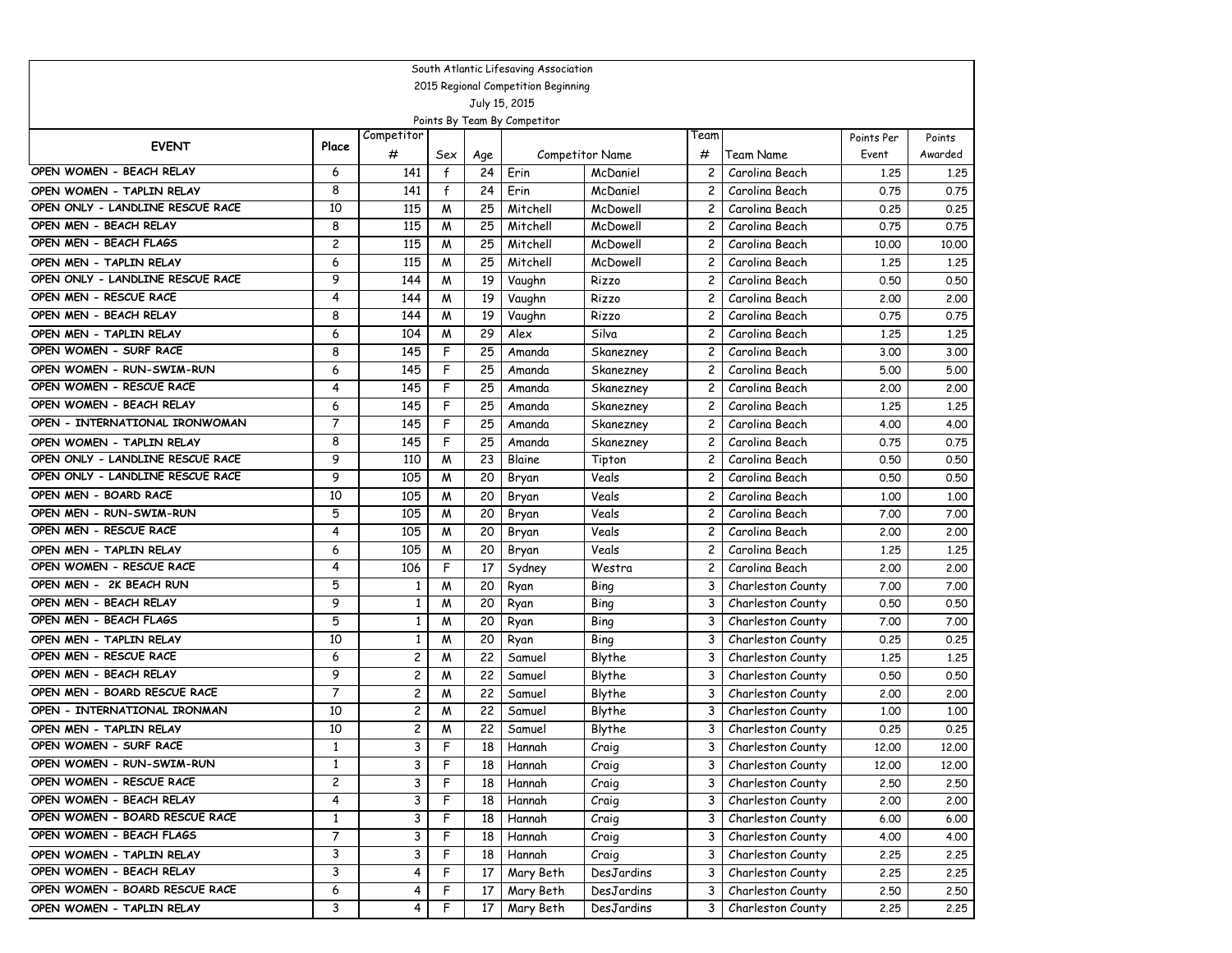South Atlantic Lifesaving Association

2015 Regional Competition Beginning

July 15, 2015

Points By Team By Competitor

| EVENT | Place | Competitor # | Sex | Age | Competitor Name | | Team # | Team Name | Points Per Event | Points Awarded |
|---|---|---|---|---|---|---|---|---|---|---|
| OPEN WOMEN - BEACH RELAY | 6 | 141 | f | 24 | Erin | McDaniel | 2 | Carolina Beach | 1.25 | 1.25 |
| OPEN WOMEN - TAPLIN RELAY | 8 | 141 | f | 24 | Erin | McDaniel | 2 | Carolina Beach | 0.75 | 0.75 |
| OPEN ONLY - LANDLINE RESCUE RACE | 10 | 115 | M | 25 | Mitchell | McDowell | 2 | Carolina Beach | 0.25 | 0.25 |
| OPEN MEN - BEACH RELAY | 8 | 115 | M | 25 | Mitchell | McDowell | 2 | Carolina Beach | 0.75 | 0.75 |
| OPEN MEN - BEACH FLAGS | 2 | 115 | M | 25 | Mitchell | McDowell | 2 | Carolina Beach | 10.00 | 10.00 |
| OPEN MEN - TAPLIN RELAY | 6 | 115 | M | 25 | Mitchell | McDowell | 2 | Carolina Beach | 1.25 | 1.25 |
| OPEN ONLY - LANDLINE RESCUE RACE | 9 | 144 | M | 19 | Vaughn | Rizzo | 2 | Carolina Beach | 0.50 | 0.50 |
| OPEN MEN - RESCUE RACE | 4 | 144 | M | 19 | Vaughn | Rizzo | 2 | Carolina Beach | 2.00 | 2.00 |
| OPEN MEN - BEACH RELAY | 8 | 144 | M | 19 | Vaughn | Rizzo | 2 | Carolina Beach | 0.75 | 0.75 |
| OPEN MEN - TAPLIN RELAY | 6 | 104 | M | 29 | Alex | Silva | 2 | Carolina Beach | 1.25 | 1.25 |
| OPEN WOMEN - SURF RACE | 8 | 145 | F | 25 | Amanda | Skanezney | 2 | Carolina Beach | 3.00 | 3.00 |
| OPEN WOMEN - RUN-SWIM-RUN | 6 | 145 | F | 25 | Amanda | Skanezney | 2 | Carolina Beach | 5.00 | 5.00 |
| OPEN WOMEN - RESCUE RACE | 4 | 145 | F | 25 | Amanda | Skanezney | 2 | Carolina Beach | 2.00 | 2.00 |
| OPEN WOMEN - BEACH RELAY | 6 | 145 | F | 25 | Amanda | Skanezney | 2 | Carolina Beach | 1.25 | 1.25 |
| OPEN - INTERNATIONAL IRONWOMAN | 7 | 145 | F | 25 | Amanda | Skanezney | 2 | Carolina Beach | 4.00 | 4.00 |
| OPEN WOMEN - TAPLIN RELAY | 8 | 145 | F | 25 | Amanda | Skanezney | 2 | Carolina Beach | 0.75 | 0.75 |
| OPEN ONLY - LANDLINE RESCUE RACE | 9 | 110 | M | 23 | Blaine | Tipton | 2 | Carolina Beach | 0.50 | 0.50 |
| OPEN ONLY - LANDLINE RESCUE RACE | 9 | 105 | M | 20 | Bryan | Veals | 2 | Carolina Beach | 0.50 | 0.50 |
| OPEN MEN - BOARD RACE | 10 | 105 | M | 20 | Bryan | Veals | 2 | Carolina Beach | 1.00 | 1.00 |
| OPEN MEN - RUN-SWIM-RUN | 5 | 105 | M | 20 | Bryan | Veals | 2 | Carolina Beach | 7.00 | 7.00 |
| OPEN MEN - RESCUE RACE | 4 | 105 | M | 20 | Bryan | Veals | 2 | Carolina Beach | 2.00 | 2.00 |
| OPEN MEN - TAPLIN RELAY | 6 | 105 | M | 20 | Bryan | Veals | 2 | Carolina Beach | 1.25 | 1.25 |
| OPEN WOMEN - RESCUE RACE | 4 | 106 | F | 17 | Sydney | Westra | 2 | Carolina Beach | 2.00 | 2.00 |
| OPEN MEN - 2K BEACH RUN | 5 | 1 | M | 20 | Ryan | Bing | 3 | Charleston County | 7.00 | 7.00 |
| OPEN MEN - BEACH RELAY | 9 | 1 | M | 20 | Ryan | Bing | 3 | Charleston County | 0.50 | 0.50 |
| OPEN MEN - BEACH FLAGS | 5 | 1 | M | 20 | Ryan | Bing | 3 | Charleston County | 7.00 | 7.00 |
| OPEN MEN - TAPLIN RELAY | 10 | 1 | M | 20 | Ryan | Bing | 3 | Charleston County | 0.25 | 0.25 |
| OPEN MEN - RESCUE RACE | 6 | 2 | M | 22 | Samuel | Blythe | 3 | Charleston County | 1.25 | 1.25 |
| OPEN MEN - BEACH RELAY | 9 | 2 | M | 22 | Samuel | Blythe | 3 | Charleston County | 0.50 | 0.50 |
| OPEN MEN - BOARD RESCUE RACE | 7 | 2 | M | 22 | Samuel | Blythe | 3 | Charleston County | 2.00 | 2.00 |
| OPEN - INTERNATIONAL IRONMAN | 10 | 2 | M | 22 | Samuel | Blythe | 3 | Charleston County | 1.00 | 1.00 |
| OPEN MEN - TAPLIN RELAY | 10 | 2 | M | 22 | Samuel | Blythe | 3 | Charleston County | 0.25 | 0.25 |
| OPEN WOMEN - SURF RACE | 1 | 3 | F | 18 | Hannah | Craig | 3 | Charleston County | 12.00 | 12.00 |
| OPEN WOMEN - RUN-SWIM-RUN | 1 | 3 | F | 18 | Hannah | Craig | 3 | Charleston County | 12.00 | 12.00 |
| OPEN WOMEN - RESCUE RACE | 2 | 3 | F | 18 | Hannah | Craig | 3 | Charleston County | 2.50 | 2.50 |
| OPEN WOMEN - BEACH RELAY | 4 | 3 | F | 18 | Hannah | Craig | 3 | Charleston County | 2.00 | 2.00 |
| OPEN WOMEN - BOARD RESCUE RACE | 1 | 3 | F | 18 | Hannah | Craig | 3 | Charleston County | 6.00 | 6.00 |
| OPEN WOMEN - BEACH FLAGS | 7 | 3 | F | 18 | Hannah | Craig | 3 | Charleston County | 4.00 | 4.00 |
| OPEN WOMEN - TAPLIN RELAY | 3 | 3 | F | 18 | Hannah | Craig | 3 | Charleston County | 2.25 | 2.25 |
| OPEN WOMEN - BEACH RELAY | 3 | 4 | F | 17 | Mary Beth | DesJardins | 3 | Charleston County | 2.25 | 2.25 |
| OPEN WOMEN - BOARD RESCUE RACE | 6 | 4 | F | 17 | Mary Beth | DesJardins | 3 | Charleston County | 2.50 | 2.50 |
| OPEN WOMEN - TAPLIN RELAY | 3 | 4 | F | 17 | Mary Beth | DesJardins | 3 | Charleston County | 2.25 | 2.25 |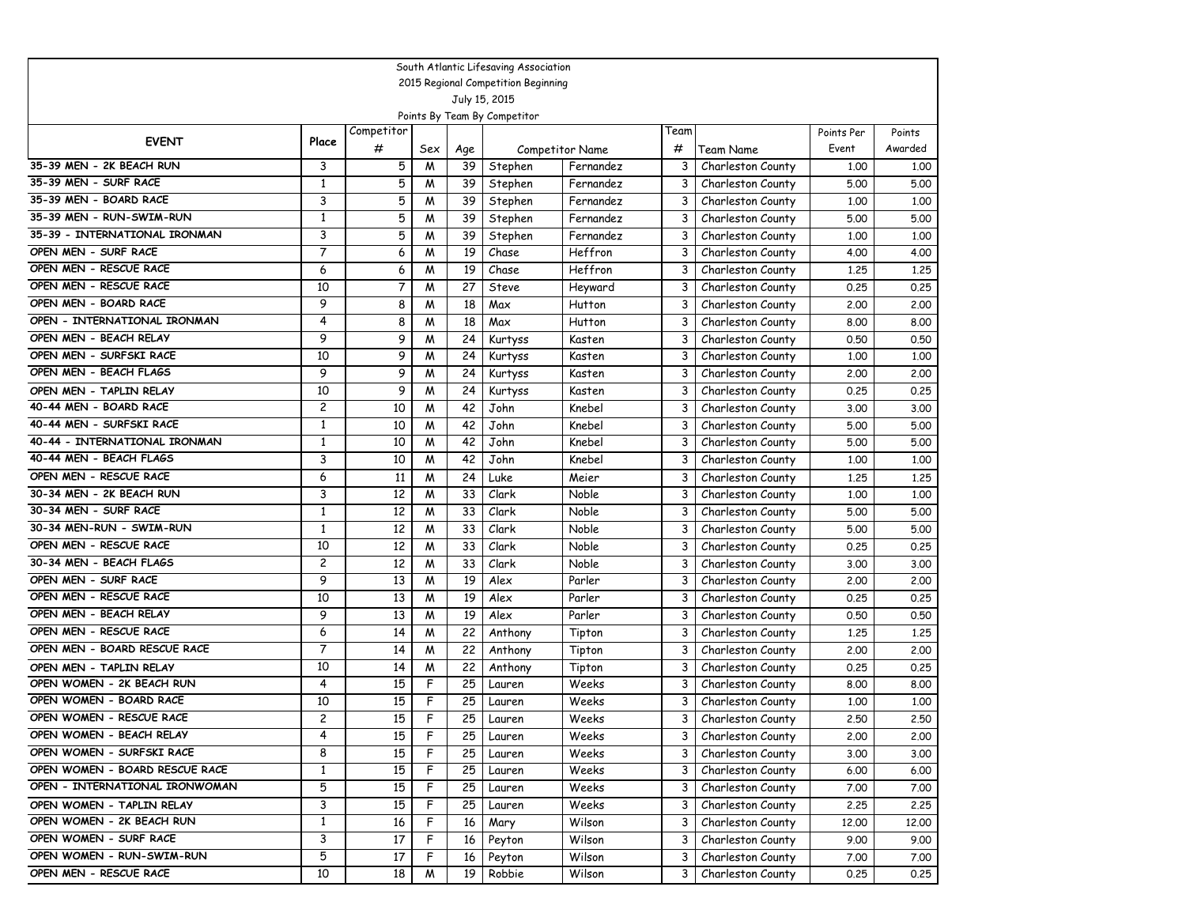South Atlantic Lifesaving Association
2015 Regional Competition Beginning
July 15, 2015
Points By Team By Competitor

| EVENT | Place | Competitor # | Sex | Age | Competitor Name | | Team # | Team Name | Points Per Event | Points Awarded |
|---|---|---|---|---|---|---|---|---|---|---|
| 35-39 MEN - 2K BEACH RUN | 3 | 5 | M | 39 | Stephen | Fernandez | 3 | Charleston County | 1.00 | 1.00 |
| 35-39 MEN - SURF RACE | 1 | 5 | M | 39 | Stephen | Fernandez | 3 | Charleston County | 5.00 | 5.00 |
| 35-39 MEN - BOARD RACE | 3 | 5 | M | 39 | Stephen | Fernandez | 3 | Charleston County | 1.00 | 1.00 |
| 35-39 MEN - RUN-SWIM-RUN | 1 | 5 | M | 39 | Stephen | Fernandez | 3 | Charleston County | 5.00 | 5.00 |
| 35-39 - INTERNATIONAL IRONMAN | 3 | 5 | M | 39 | Stephen | Fernandez | 3 | Charleston County | 1.00 | 1.00 |
| OPEN MEN - SURF RACE | 7 | 6 | M | 19 | Chase | Heffron | 3 | Charleston County | 4.00 | 4.00 |
| OPEN MEN - RESCUE RACE | 6 | 6 | M | 19 | Chase | Heffron | 3 | Charleston County | 1.25 | 1.25 |
| OPEN MEN - RESCUE RACE | 10 | 7 | M | 27 | Steve | Heyward | 3 | Charleston County | 0.25 | 0.25 |
| OPEN MEN - BOARD RACE | 9 | 8 | M | 18 | Max | Hutton | 3 | Charleston County | 2.00 | 2.00 |
| OPEN - INTERNATIONAL IRONMAN | 4 | 8 | M | 18 | Max | Hutton | 3 | Charleston County | 8.00 | 8.00 |
| OPEN MEN - BEACH RELAY | 9 | 9 | M | 24 | Kurtyss | Kasten | 3 | Charleston County | 0.50 | 0.50 |
| OPEN MEN - SURFSKI RACE | 10 | 9 | M | 24 | Kurtyss | Kasten | 3 | Charleston County | 1.00 | 1.00 |
| OPEN MEN - BEACH FLAGS | 9 | 9 | M | 24 | Kurtyss | Kasten | 3 | Charleston County | 2.00 | 2.00 |
| OPEN MEN - TAPLIN RELAY | 10 | 9 | M | 24 | Kurtyss | Kasten | 3 | Charleston County | 0.25 | 0.25 |
| 40-44 MEN - BOARD RACE | 2 | 10 | M | 42 | John | Knebel | 3 | Charleston County | 3.00 | 3.00 |
| 40-44 MEN - SURFSKI RACE | 1 | 10 | M | 42 | John | Knebel | 3 | Charleston County | 5.00 | 5.00 |
| 40-44 - INTERNATIONAL IRONMAN | 1 | 10 | M | 42 | John | Knebel | 3 | Charleston County | 5.00 | 5.00 |
| 40-44 MEN - BEACH FLAGS | 3 | 10 | M | 42 | John | Knebel | 3 | Charleston County | 1.00 | 1.00 |
| OPEN MEN - RESCUE RACE | 6 | 11 | M | 24 | Luke | Meier | 3 | Charleston County | 1.25 | 1.25 |
| 30-34 MEN - 2K BEACH RUN | 3 | 12 | M | 33 | Clark | Noble | 3 | Charleston County | 1.00 | 1.00 |
| 30-34 MEN - SURF RACE | 1 | 12 | M | 33 | Clark | Noble | 3 | Charleston County | 5.00 | 5.00 |
| 30-34 MEN-RUN - SWIM-RUN | 1 | 12 | M | 33 | Clark | Noble | 3 | Charleston County | 5.00 | 5.00 |
| OPEN MEN - RESCUE RACE | 10 | 12 | M | 33 | Clark | Noble | 3 | Charleston County | 0.25 | 0.25 |
| 30-34 MEN - BEACH FLAGS | 2 | 12 | M | 33 | Clark | Noble | 3 | Charleston County | 3.00 | 3.00 |
| OPEN MEN - SURF RACE | 9 | 13 | M | 19 | Alex | Parler | 3 | Charleston County | 2.00 | 2.00 |
| OPEN MEN - RESCUE RACE | 10 | 13 | M | 19 | Alex | Parler | 3 | Charleston County | 0.25 | 0.25 |
| OPEN MEN - BEACH RELAY | 9 | 13 | M | 19 | Alex | Parler | 3 | Charleston County | 0.50 | 0.50 |
| OPEN MEN - RESCUE RACE | 6 | 14 | M | 22 | Anthony | Tipton | 3 | Charleston County | 1.25 | 1.25 |
| OPEN MEN - BOARD RESCUE RACE | 7 | 14 | M | 22 | Anthony | Tipton | 3 | Charleston County | 2.00 | 2.00 |
| OPEN MEN - TAPLIN RELAY | 10 | 14 | M | 22 | Anthony | Tipton | 3 | Charleston County | 0.25 | 0.25 |
| OPEN WOMEN - 2K BEACH RUN | 4 | 15 | F | 25 | Lauren | Weeks | 3 | Charleston County | 8.00 | 8.00 |
| OPEN WOMEN - BOARD RACE | 10 | 15 | F | 25 | Lauren | Weeks | 3 | Charleston County | 1.00 | 1.00 |
| OPEN WOMEN - RESCUE RACE | 2 | 15 | F | 25 | Lauren | Weeks | 3 | Charleston County | 2.50 | 2.50 |
| OPEN WOMEN - BEACH RELAY | 4 | 15 | F | 25 | Lauren | Weeks | 3 | Charleston County | 2.00 | 2.00 |
| OPEN WOMEN - SURFSKI RACE | 8 | 15 | F | 25 | Lauren | Weeks | 3 | Charleston County | 3.00 | 3.00 |
| OPEN WOMEN - BOARD RESCUE RACE | 1 | 15 | F | 25 | Lauren | Weeks | 3 | Charleston County | 6.00 | 6.00 |
| OPEN - INTERNATIONAL IRONWOMAN | 5 | 15 | F | 25 | Lauren | Weeks | 3 | Charleston County | 7.00 | 7.00 |
| OPEN WOMEN - TAPLIN RELAY | 3 | 15 | F | 25 | Lauren | Weeks | 3 | Charleston County | 2.25 | 2.25 |
| OPEN WOMEN - 2K BEACH RUN | 1 | 16 | F | 16 | Mary | Wilson | 3 | Charleston County | 12.00 | 12.00 |
| OPEN WOMEN - SURF RACE | 3 | 17 | F | 16 | Peyton | Wilson | 3 | Charleston County | 9.00 | 9.00 |
| OPEN WOMEN - RUN-SWIM-RUN | 5 | 17 | F | 16 | Peyton | Wilson | 3 | Charleston County | 7.00 | 7.00 |
| OPEN MEN - RESCUE RACE | 10 | 18 | M | 19 | Robbie | Wilson | 3 | Charleston County | 0.25 | 0.25 |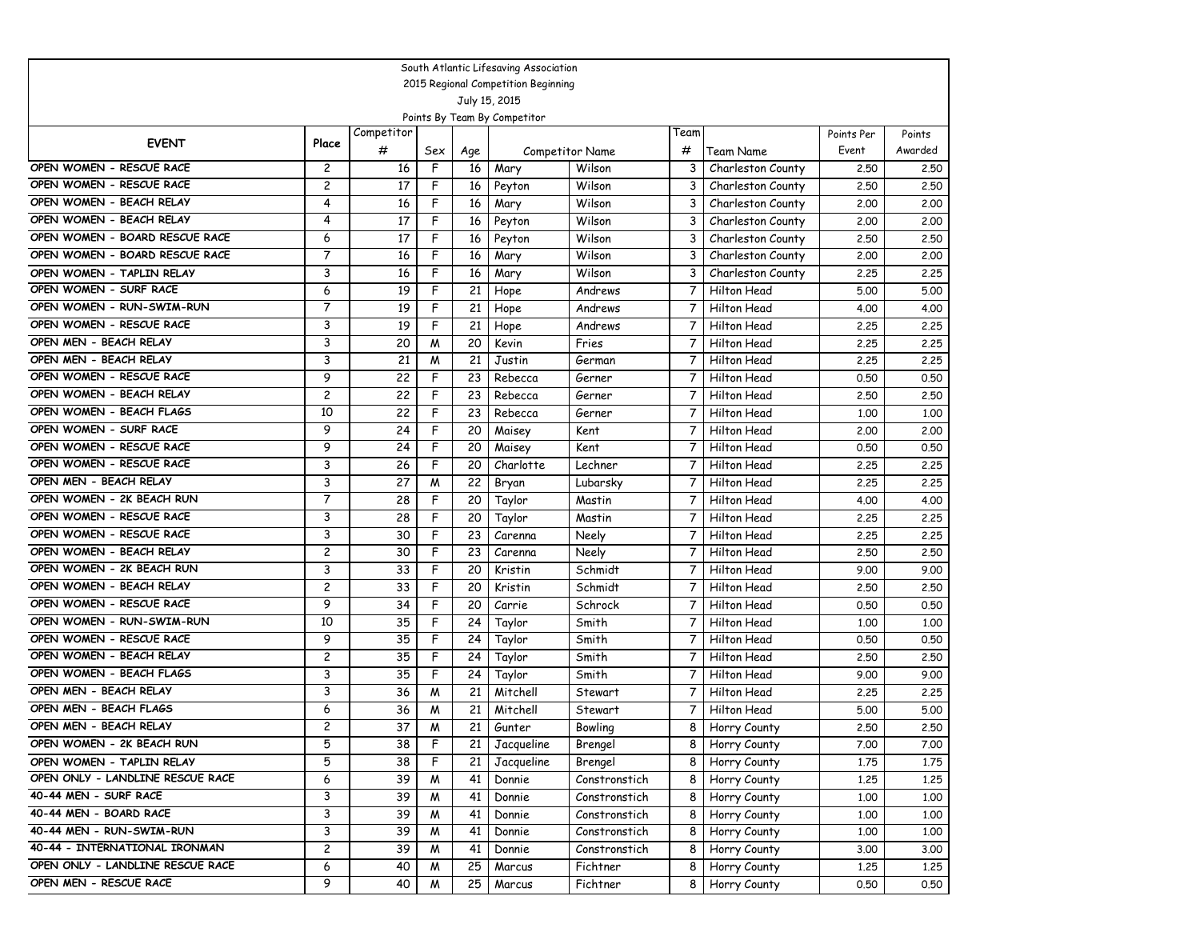South Atlantic Lifesaving Association

2015 Regional Competition Beginning

July 15, 2015

Points By Team By Competitor

| EVENT | Place | Competitor # | Sex | Age | Competitor Name | | Team # | Team Name | Points Per Event | Points Awarded |
|---|---|---|---|---|---|---|---|---|---|---|
| OPEN WOMEN - RESCUE RACE | 2 | 16 | F | 16 | Mary | Wilson | 3 | Charleston County | 2.50 | 2.50 |
| OPEN WOMEN - RESCUE RACE | 2 | 17 | F | 16 | Peyton | Wilson | 3 | Charleston County | 2.50 | 2.50 |
| OPEN WOMEN - BEACH RELAY | 4 | 16 | F | 16 | Mary | Wilson | 3 | Charleston County | 2.00 | 2.00 |
| OPEN WOMEN - BEACH RELAY | 4 | 17 | F | 16 | Peyton | Wilson | 3 | Charleston County | 2.00 | 2.00 |
| OPEN WOMEN - BOARD RESCUE RACE | 6 | 17 | F | 16 | Peyton | Wilson | 3 | Charleston County | 2.50 | 2.50 |
| OPEN WOMEN - BOARD RESCUE RACE | 7 | 16 | F | 16 | Mary | Wilson | 3 | Charleston County | 2.00 | 2.00 |
| OPEN WOMEN - TAPLIN RELAY | 3 | 16 | F | 16 | Mary | Wilson | 3 | Charleston County | 2.25 | 2.25 |
| OPEN WOMEN - SURF RACE | 6 | 19 | F | 21 | Hope | Andrews | 7 | Hilton Head | 5.00 | 5.00 |
| OPEN WOMEN - RUN-SWIM-RUN | 7 | 19 | F | 21 | Hope | Andrews | 7 | Hilton Head | 4.00 | 4.00 |
| OPEN WOMEN - RESCUE RACE | 3 | 19 | F | 21 | Hope | Andrews | 7 | Hilton Head | 2.25 | 2.25 |
| OPEN MEN - BEACH RELAY | 3 | 20 | M | 20 | Kevin | Fries | 7 | Hilton Head | 2.25 | 2.25 |
| OPEN MEN - BEACH RELAY | 3 | 21 | M | 21 | Justin | German | 7 | Hilton Head | 2.25 | 2.25 |
| OPEN WOMEN - RESCUE RACE | 9 | 22 | F | 23 | Rebecca | Gerner | 7 | Hilton Head | 0.50 | 0.50 |
| OPEN WOMEN - BEACH RELAY | 2 | 22 | F | 23 | Rebecca | Gerner | 7 | Hilton Head | 2.50 | 2.50 |
| OPEN WOMEN - BEACH FLAGS | 10 | 22 | F | 23 | Rebecca | Gerner | 7 | Hilton Head | 1.00 | 1.00 |
| OPEN WOMEN - SURF RACE | 9 | 24 | F | 20 | Maisey | Kent | 7 | Hilton Head | 2.00 | 2.00 |
| OPEN WOMEN - RESCUE RACE | 9 | 24 | F | 20 | Maisey | Kent | 7 | Hilton Head | 0.50 | 0.50 |
| OPEN WOMEN - RESCUE RACE | 3 | 26 | F | 20 | Charlotte | Lechner | 7 | Hilton Head | 2.25 | 2.25 |
| OPEN MEN - BEACH RELAY | 3 | 27 | M | 22 | Bryan | Lubarsky | 7 | Hilton Head | 2.25 | 2.25 |
| OPEN WOMEN - 2K BEACH RUN | 7 | 28 | F | 20 | Taylor | Mastin | 7 | Hilton Head | 4.00 | 4.00 |
| OPEN WOMEN - RESCUE RACE | 3 | 28 | F | 20 | Taylor | Mastin | 7 | Hilton Head | 2.25 | 2.25 |
| OPEN WOMEN - RESCUE RACE | 3 | 30 | F | 23 | Carenna | Neely | 7 | Hilton Head | 2.25 | 2.25 |
| OPEN WOMEN - BEACH RELAY | 2 | 30 | F | 23 | Carenna | Neely | 7 | Hilton Head | 2.50 | 2.50 |
| OPEN WOMEN - 2K BEACH RUN | 3 | 33 | F | 20 | Kristin | Schmidt | 7 | Hilton Head | 9.00 | 9.00 |
| OPEN WOMEN - BEACH RELAY | 2 | 33 | F | 20 | Kristin | Schmidt | 7 | Hilton Head | 2.50 | 2.50 |
| OPEN WOMEN - RESCUE RACE | 9 | 34 | F | 20 | Carrie | Schrock | 7 | Hilton Head | 0.50 | 0.50 |
| OPEN WOMEN - RUN-SWIM-RUN | 10 | 35 | F | 24 | Taylor | Smith | 7 | Hilton Head | 1.00 | 1.00 |
| OPEN WOMEN - RESCUE RACE | 9 | 35 | F | 24 | Taylor | Smith | 7 | Hilton Head | 0.50 | 0.50 |
| OPEN WOMEN - BEACH RELAY | 2 | 35 | F | 24 | Taylor | Smith | 7 | Hilton Head | 2.50 | 2.50 |
| OPEN WOMEN - BEACH FLAGS | 3 | 35 | F | 24 | Taylor | Smith | 7 | Hilton Head | 9.00 | 9.00 |
| OPEN MEN - BEACH RELAY | 3 | 36 | M | 21 | Mitchell | Stewart | 7 | Hilton Head | 2.25 | 2.25 |
| OPEN MEN - BEACH FLAGS | 6 | 36 | M | 21 | Mitchell | Stewart | 7 | Hilton Head | 5.00 | 5.00 |
| OPEN MEN - BEACH RELAY | 2 | 37 | M | 21 | Gunter | Bowling | 8 | Horry County | 2.50 | 2.50 |
| OPEN WOMEN - 2K BEACH RUN | 5 | 38 | F | 21 | Jacqueline | Brengel | 8 | Horry County | 7.00 | 7.00 |
| OPEN WOMEN - TAPLIN RELAY | 5 | 38 | F | 21 | Jacqueline | Brengel | 8 | Horry County | 1.75 | 1.75 |
| OPEN ONLY - LANDLINE RESCUE RACE | 6 | 39 | M | 41 | Donnie | Constronstich | 8 | Horry County | 1.25 | 1.25 |
| 40-44 MEN - SURF RACE | 3 | 39 | M | 41 | Donnie | Constronstich | 8 | Horry County | 1.00 | 1.00 |
| 40-44 MEN - BOARD RACE | 3 | 39 | M | 41 | Donnie | Constronstich | 8 | Horry County | 1.00 | 1.00 |
| 40-44 MEN - RUN-SWIM-RUN | 3 | 39 | M | 41 | Donnie | Constronstich | 8 | Horry County | 1.00 | 1.00 |
| 40-44 - INTERNATIONAL IRONMAN | 2 | 39 | M | 41 | Donnie | Constronstich | 8 | Horry County | 3.00 | 3.00 |
| OPEN ONLY - LANDLINE RESCUE RACE | 6 | 40 | M | 25 | Marcus | Fichtner | 8 | Horry County | 1.25 | 1.25 |
| OPEN MEN - RESCUE RACE | 9 | 40 | M | 25 | Marcus | Fichtner | 8 | Horry County | 0.50 | 0.50 |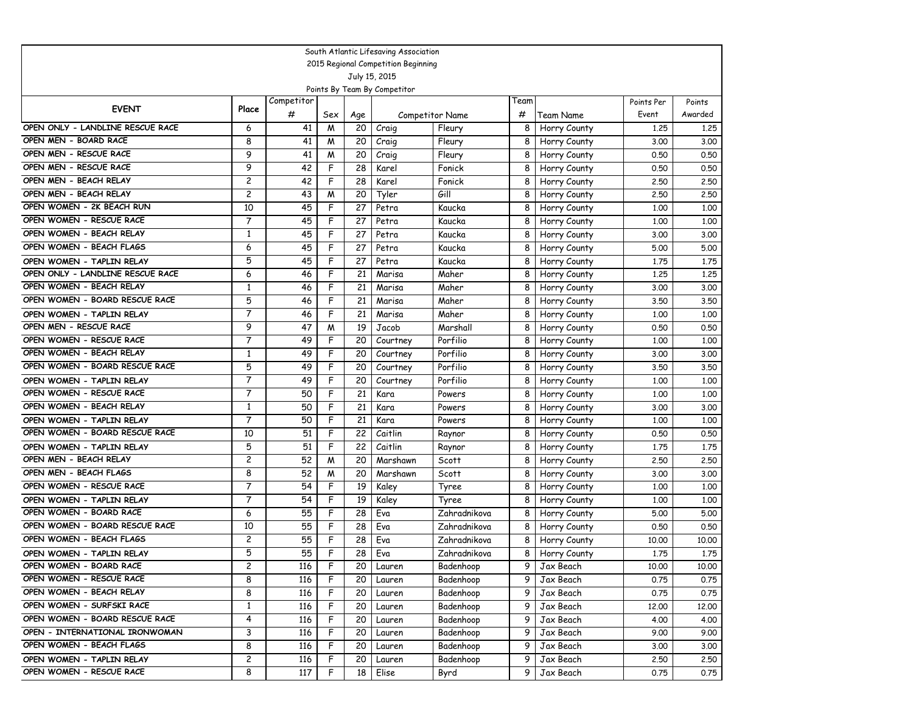South Atlantic Lifesaving Association

2015 Regional Competition Beginning

July 15, 2015

Points By Team By Competitor

| EVENT | Place | Competitor # | Sex | Age | Competitor Name | | Team # | Team Name | Points Per Event | Points Awarded |
|---|---|---|---|---|---|---|---|---|---|---|
| OPEN ONLY - LANDLINE RESCUE RACE | 6 | 41 | M | 20 | Craig | Fleury | 8 | Horry County | 1.25 | 1.25 |
| OPEN MEN - BOARD RACE | 8 | 41 | M | 20 | Craig | Fleury | 8 | Horry County | 3.00 | 3.00 |
| OPEN MEN - RESCUE RACE | 9 | 41 | M | 20 | Craig | Fleury | 8 | Horry County | 0.50 | 0.50 |
| OPEN MEN - RESCUE RACE | 9 | 42 | F | 28 | Karel | Fonick | 8 | Horry County | 0.50 | 0.50 |
| OPEN MEN - BEACH RELAY | 2 | 42 | F | 28 | Karel | Fonick | 8 | Horry County | 2.50 | 2.50 |
| OPEN MEN - BEACH RELAY | 2 | 43 | M | 20 | Tyler | Gill | 8 | Horry County | 2.50 | 2.50 |
| OPEN WOMEN - 2K BEACH RUN | 10 | 45 | F | 27 | Petra | Kaucka | 8 | Horry County | 1.00 | 1.00 |
| OPEN WOMEN - RESCUE RACE | 7 | 45 | F | 27 | Petra | Kaucka | 8 | Horry County | 1.00 | 1.00 |
| OPEN WOMEN - BEACH RELAY | 1 | 45 | F | 27 | Petra | Kaucka | 8 | Horry County | 3.00 | 3.00 |
| OPEN WOMEN - BEACH FLAGS | 6 | 45 | F | 27 | Petra | Kaucka | 8 | Horry County | 5.00 | 5.00 |
| OPEN WOMEN - TAPLIN RELAY | 5 | 45 | F | 27 | Petra | Kaucka | 8 | Horry County | 1.75 | 1.75 |
| OPEN ONLY - LANDLINE RESCUE RACE | 6 | 46 | F | 21 | Marisa | Maher | 8 | Horry County | 1.25 | 1.25 |
| OPEN WOMEN - BEACH RELAY | 1 | 46 | F | 21 | Marisa | Maher | 8 | Horry County | 3.00 | 3.00 |
| OPEN WOMEN - BOARD RESCUE RACE | 5 | 46 | F | 21 | Marisa | Maher | 8 | Horry County | 3.50 | 3.50 |
| OPEN WOMEN - TAPLIN RELAY | 7 | 46 | F | 21 | Marisa | Maher | 8 | Horry County | 1.00 | 1.00 |
| OPEN MEN - RESCUE RACE | 9 | 47 | M | 19 | Jacob | Marshall | 8 | Horry County | 0.50 | 0.50 |
| OPEN WOMEN - RESCUE RACE | 7 | 49 | F | 20 | Courtney | Porfilio | 8 | Horry County | 1.00 | 1.00 |
| OPEN WOMEN - BEACH RELAY | 1 | 49 | F | 20 | Courtney | Porfilio | 8 | Horry County | 3.00 | 3.00 |
| OPEN WOMEN - BOARD RESCUE RACE | 5 | 49 | F | 20 | Courtney | Porfilio | 8 | Horry County | 3.50 | 3.50 |
| OPEN WOMEN - TAPLIN RELAY | 7 | 49 | F | 20 | Courtney | Porfilio | 8 | Horry County | 1.00 | 1.00 |
| OPEN WOMEN - RESCUE RACE | 7 | 50 | F | 21 | Kara | Powers | 8 | Horry County | 1.00 | 1.00 |
| OPEN WOMEN - BEACH RELAY | 1 | 50 | F | 21 | Kara | Powers | 8 | Horry County | 3.00 | 3.00 |
| OPEN WOMEN - TAPLIN RELAY | 7 | 50 | F | 21 | Kara | Powers | 8 | Horry County | 1.00 | 1.00 |
| OPEN WOMEN - BOARD RESCUE RACE | 10 | 51 | F | 22 | Caitlin | Raynor | 8 | Horry County | 0.50 | 0.50 |
| OPEN WOMEN - TAPLIN RELAY | 5 | 51 | F | 22 | Caitlin | Raynor | 8 | Horry County | 1.75 | 1.75 |
| OPEN MEN - BEACH RELAY | 2 | 52 | M | 20 | Marshawn | Scott | 8 | Horry County | 2.50 | 2.50 |
| OPEN MEN - BEACH FLAGS | 8 | 52 | M | 20 | Marshawn | Scott | 8 | Horry County | 3.00 | 3.00 |
| OPEN WOMEN - RESCUE RACE | 7 | 54 | F | 19 | Kaley | Tyree | 8 | Horry County | 1.00 | 1.00 |
| OPEN WOMEN - TAPLIN RELAY | 7 | 54 | F | 19 | Kaley | Tyree | 8 | Horry County | 1.00 | 1.00 |
| OPEN WOMEN - BOARD RACE | 6 | 55 | F | 28 | Eva | Zahradnikova | 8 | Horry County | 5.00 | 5.00 |
| OPEN WOMEN - BOARD RESCUE RACE | 10 | 55 | F | 28 | Eva | Zahradnikova | 8 | Horry County | 0.50 | 0.50 |
| OPEN WOMEN - BEACH FLAGS | 2 | 55 | F | 28 | Eva | Zahradnikova | 8 | Horry County | 10.00 | 10.00 |
| OPEN WOMEN - TAPLIN RELAY | 5 | 55 | F | 28 | Eva | Zahradnikova | 8 | Horry County | 1.75 | 1.75 |
| OPEN WOMEN - BOARD RACE | 2 | 116 | F | 20 | Lauren | Badenhoop | 9 | Jax Beach | 10.00 | 10.00 |
| OPEN WOMEN - RESCUE RACE | 8 | 116 | F | 20 | Lauren | Badenhoop | 9 | Jax Beach | 0.75 | 0.75 |
| OPEN WOMEN - BEACH RELAY | 8 | 116 | F | 20 | Lauren | Badenhoop | 9 | Jax Beach | 0.75 | 0.75 |
| OPEN WOMEN - SURFSKI RACE | 1 | 116 | F | 20 | Lauren | Badenhoop | 9 | Jax Beach | 12.00 | 12.00 |
| OPEN WOMEN - BOARD RESCUE RACE | 4 | 116 | F | 20 | Lauren | Badenhoop | 9 | Jax Beach | 4.00 | 4.00 |
| OPEN - INTERNATIONAL IRONWOMAN | 3 | 116 | F | 20 | Lauren | Badenhoop | 9 | Jax Beach | 9.00 | 9.00 |
| OPEN WOMEN - BEACH FLAGS | 8 | 116 | F | 20 | Lauren | Badenhoop | 9 | Jax Beach | 3.00 | 3.00 |
| OPEN WOMEN - TAPLIN RELAY | 2 | 116 | F | 20 | Lauren | Badenhoop | 9 | Jax Beach | 2.50 | 2.50 |
| OPEN WOMEN - RESCUE RACE | 8 | 117 | F | 18 | Elise | Byrd | 9 | Jax Beach | 0.75 | 0.75 |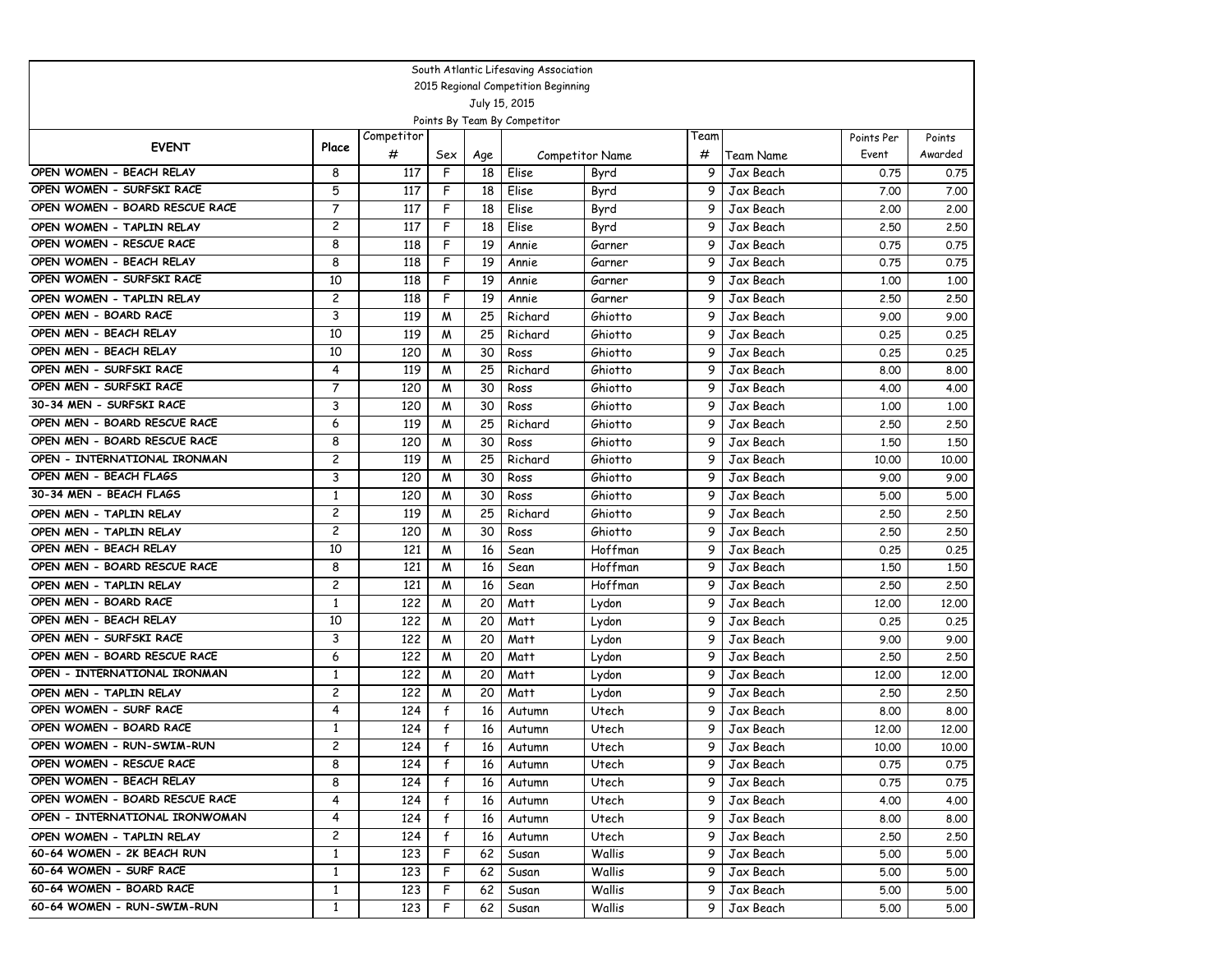South Atlantic Lifesaving Association
2015 Regional Competition Beginning
July 15, 2015
Points By Team By Competitor

| EVENT | Place | Competitor # | Sex | Age | Competitor Name | | Team # | Team Name | Points Per Event | Points Awarded |
|---|---|---|---|---|---|---|---|---|---|---|
| OPEN WOMEN - BEACH RELAY | 8 | 117 | F | 18 | Elise | Byrd | 9 | Jax Beach | 0.75 | 0.75 |
| OPEN WOMEN - SURFSKI RACE | 5 | 117 | F | 18 | Elise | Byrd | 9 | Jax Beach | 7.00 | 7.00 |
| OPEN WOMEN - BOARD RESCUE RACE | 7 | 117 | F | 18 | Elise | Byrd | 9 | Jax Beach | 2.00 | 2.00 |
| OPEN WOMEN - TAPLIN RELAY | 2 | 117 | F | 18 | Elise | Byrd | 9 | Jax Beach | 2.50 | 2.50 |
| OPEN WOMEN - RESCUE RACE | 8 | 118 | F | 19 | Annie | Garner | 9 | Jax Beach | 0.75 | 0.75 |
| OPEN WOMEN - BEACH RELAY | 8 | 118 | F | 19 | Annie | Garner | 9 | Jax Beach | 0.75 | 0.75 |
| OPEN WOMEN - SURFSKI RACE | 10 | 118 | F | 19 | Annie | Garner | 9 | Jax Beach | 1.00 | 1.00 |
| OPEN WOMEN - TAPLIN RELAY | 2 | 118 | F | 19 | Annie | Garner | 9 | Jax Beach | 2.50 | 2.50 |
| OPEN MEN - BOARD RACE | 3 | 119 | M | 25 | Richard | Ghiotto | 9 | Jax Beach | 9.00 | 9.00 |
| OPEN MEN - BEACH RELAY | 10 | 119 | M | 25 | Richard | Ghiotto | 9 | Jax Beach | 0.25 | 0.25 |
| OPEN MEN - BEACH RELAY | 10 | 120 | M | 30 | Ross | Ghiotto | 9 | Jax Beach | 0.25 | 0.25 |
| OPEN MEN - SURFSKI RACE | 4 | 119 | M | 25 | Richard | Ghiotto | 9 | Jax Beach | 8.00 | 8.00 |
| OPEN MEN - SURFSKI RACE | 7 | 120 | M | 30 | Ross | Ghiotto | 9 | Jax Beach | 4.00 | 4.00 |
| 30-34 MEN - SURFSKI RACE | 3 | 120 | M | 30 | Ross | Ghiotto | 9 | Jax Beach | 1.00 | 1.00 |
| OPEN MEN - BOARD RESCUE RACE | 6 | 119 | M | 25 | Richard | Ghiotto | 9 | Jax Beach | 2.50 | 2.50 |
| OPEN MEN - BOARD RESCUE RACE | 8 | 120 | M | 30 | Ross | Ghiotto | 9 | Jax Beach | 1.50 | 1.50 |
| OPEN - INTERNATIONAL IRONMAN | 2 | 119 | M | 25 | Richard | Ghiotto | 9 | Jax Beach | 10.00 | 10.00 |
| OPEN MEN - BEACH FLAGS | 3 | 120 | M | 30 | Ross | Ghiotto | 9 | Jax Beach | 9.00 | 9.00 |
| 30-34 MEN - BEACH FLAGS | 1 | 120 | M | 30 | Ross | Ghiotto | 9 | Jax Beach | 5.00 | 5.00 |
| OPEN MEN - TAPLIN RELAY | 2 | 119 | M | 25 | Richard | Ghiotto | 9 | Jax Beach | 2.50 | 2.50 |
| OPEN MEN - TAPLIN RELAY | 2 | 120 | M | 30 | Ross | Ghiotto | 9 | Jax Beach | 2.50 | 2.50 |
| OPEN MEN - BEACH RELAY | 10 | 121 | M | 16 | Sean | Hoffman | 9 | Jax Beach | 0.25 | 0.25 |
| OPEN MEN - BOARD RESCUE RACE | 8 | 121 | M | 16 | Sean | Hoffman | 9 | Jax Beach | 1.50 | 1.50 |
| OPEN MEN - TAPLIN RELAY | 2 | 121 | M | 16 | Sean | Hoffman | 9 | Jax Beach | 2.50 | 2.50 |
| OPEN MEN - BOARD RACE | 1 | 122 | M | 20 | Matt | Lydon | 9 | Jax Beach | 12.00 | 12.00 |
| OPEN MEN - BEACH RELAY | 10 | 122 | M | 20 | Matt | Lydon | 9 | Jax Beach | 0.25 | 0.25 |
| OPEN MEN - SURFSKI RACE | 3 | 122 | M | 20 | Matt | Lydon | 9 | Jax Beach | 9.00 | 9.00 |
| OPEN MEN - BOARD RESCUE RACE | 6 | 122 | M | 20 | Matt | Lydon | 9 | Jax Beach | 2.50 | 2.50 |
| OPEN - INTERNATIONAL IRONMAN | 1 | 122 | M | 20 | Matt | Lydon | 9 | Jax Beach | 12.00 | 12.00 |
| OPEN MEN - TAPLIN RELAY | 2 | 122 | M | 20 | Matt | Lydon | 9 | Jax Beach | 2.50 | 2.50 |
| OPEN WOMEN - SURF RACE | 4 | 124 | f | 16 | Autumn | Utech | 9 | Jax Beach | 8.00 | 8.00 |
| OPEN WOMEN - BOARD RACE | 1 | 124 | f | 16 | Autumn | Utech | 9 | Jax Beach | 12.00 | 12.00 |
| OPEN WOMEN - RUN-SWIM-RUN | 2 | 124 | f | 16 | Autumn | Utech | 9 | Jax Beach | 10.00 | 10.00 |
| OPEN WOMEN - RESCUE RACE | 8 | 124 | f | 16 | Autumn | Utech | 9 | Jax Beach | 0.75 | 0.75 |
| OPEN WOMEN - BEACH RELAY | 8 | 124 | f | 16 | Autumn | Utech | 9 | Jax Beach | 0.75 | 0.75 |
| OPEN WOMEN - BOARD RESCUE RACE | 4 | 124 | f | 16 | Autumn | Utech | 9 | Jax Beach | 4.00 | 4.00 |
| OPEN - INTERNATIONAL IRONWOMAN | 4 | 124 | f | 16 | Autumn | Utech | 9 | Jax Beach | 8.00 | 8.00 |
| OPEN WOMEN - TAPLIN RELAY | 2 | 124 | f | 16 | Autumn | Utech | 9 | Jax Beach | 2.50 | 2.50 |
| 60-64 WOMEN - 2K BEACH RUN | 1 | 123 | F | 62 | Susan | Wallis | 9 | Jax Beach | 5.00 | 5.00 |
| 60-64 WOMEN - SURF RACE | 1 | 123 | F | 62 | Susan | Wallis | 9 | Jax Beach | 5.00 | 5.00 |
| 60-64 WOMEN - BOARD RACE | 1 | 123 | F | 62 | Susan | Wallis | 9 | Jax Beach | 5.00 | 5.00 |
| 60-64 WOMEN - RUN-SWIM-RUN | 1 | 123 | F | 62 | Susan | Wallis | 9 | Jax Beach | 5.00 | 5.00 |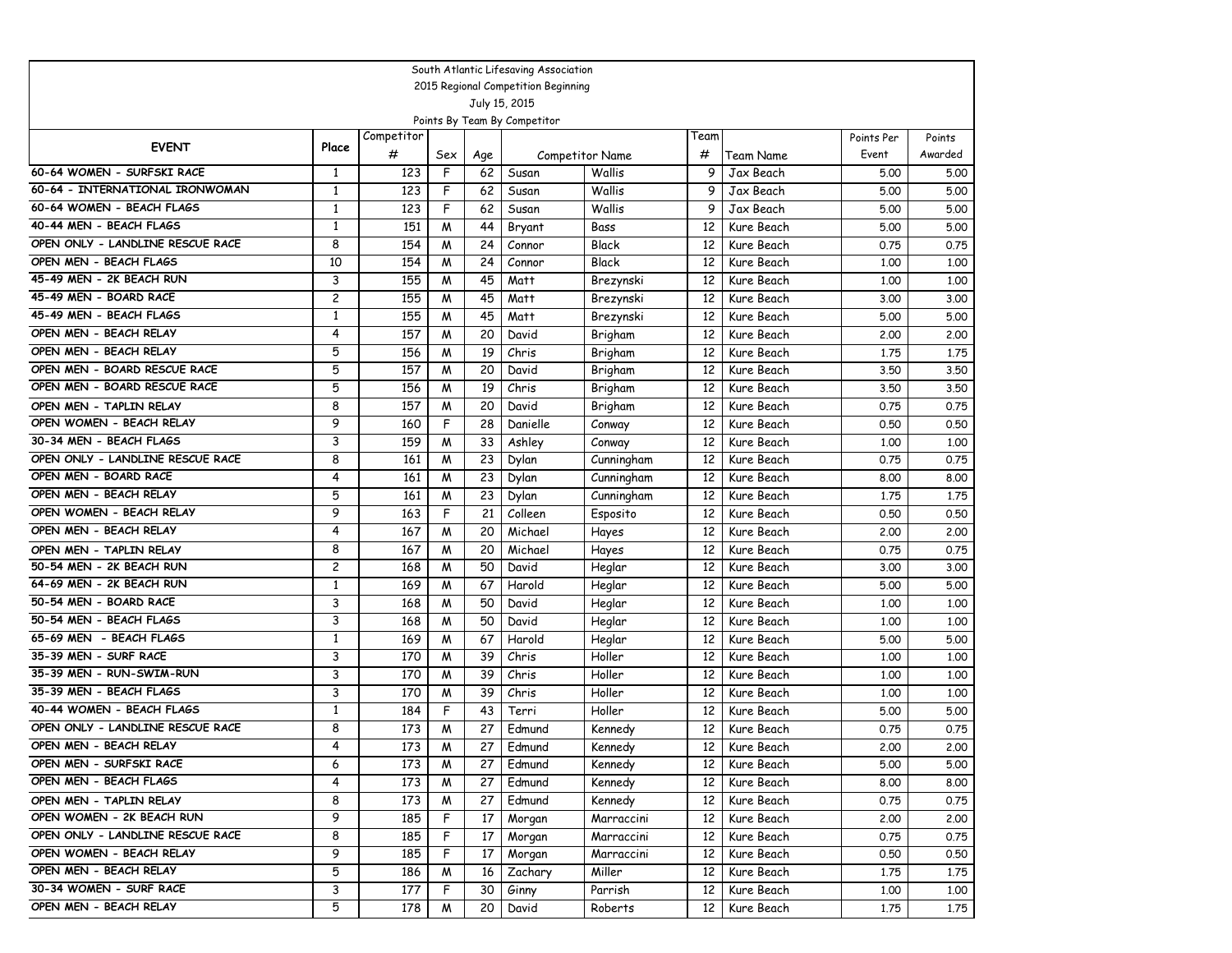South Atlantic Lifesaving Association

2015 Regional Competition Beginning

July 15, 2015

Points By Team By Competitor

| EVENT | Place | Competitor # | Sex | Age | Competitor Name | | Team # | Team Name | Points Per Event | Points Awarded |
|---|---|---|---|---|---|---|---|---|---|---|
| 60-64 WOMEN - SURFSKI RACE | 1 | 123 | F | 62 | Susan | Wallis | 9 | Jax Beach | 5.00 | 5.00 |
| 60-64 - INTERNATIONAL IRONWOMAN | 1 | 123 | F | 62 | Susan | Wallis | 9 | Jax Beach | 5.00 | 5.00 |
| 60-64 WOMEN - BEACH FLAGS | 1 | 123 | F | 62 | Susan | Wallis | 9 | Jax Beach | 5.00 | 5.00 |
| 40-44 MEN - BEACH FLAGS | 1 | 151 | M | 44 | Bryant | Bass | 12 | Kure Beach | 5.00 | 5.00 |
| OPEN ONLY - LANDLINE RESCUE RACE | 8 | 154 | M | 24 | Connor | Black | 12 | Kure Beach | 0.75 | 0.75 |
| OPEN MEN - BEACH FLAGS | 10 | 154 | M | 24 | Connor | Black | 12 | Kure Beach | 1.00 | 1.00 |
| 45-49 MEN - 2K BEACH RUN | 3 | 155 | M | 45 | Matt | Brezynski | 12 | Kure Beach | 1.00 | 1.00 |
| 45-49 MEN - BOARD RACE | 2 | 155 | M | 45 | Matt | Brezynski | 12 | Kure Beach | 3.00 | 3.00 |
| 45-49 MEN - BEACH FLAGS | 1 | 155 | M | 45 | Matt | Brezynski | 12 | Kure Beach | 5.00 | 5.00 |
| OPEN MEN - BEACH RELAY | 4 | 157 | M | 20 | David | Brigham | 12 | Kure Beach | 2.00 | 2.00 |
| OPEN MEN - BEACH RELAY | 5 | 156 | M | 19 | Chris | Brigham | 12 | Kure Beach | 1.75 | 1.75 |
| OPEN MEN - BOARD RESCUE RACE | 5 | 157 | M | 20 | David | Brigham | 12 | Kure Beach | 3.50 | 3.50 |
| OPEN MEN - BOARD RESCUE RACE | 5 | 156 | M | 19 | Chris | Brigham | 12 | Kure Beach | 3.50 | 3.50 |
| OPEN MEN - TAPLIN RELAY | 8 | 157 | M | 20 | David | Brigham | 12 | Kure Beach | 0.75 | 0.75 |
| OPEN WOMEN - BEACH RELAY | 9 | 160 | F | 28 | Danielle | Conway | 12 | Kure Beach | 0.50 | 0.50 |
| 30-34 MEN - BEACH FLAGS | 3 | 159 | M | 33 | Ashley | Conway | 12 | Kure Beach | 1.00 | 1.00 |
| OPEN ONLY - LANDLINE RESCUE RACE | 8 | 161 | M | 23 | Dylan | Cunningham | 12 | Kure Beach | 0.75 | 0.75 |
| OPEN MEN - BOARD RACE | 4 | 161 | M | 23 | Dylan | Cunningham | 12 | Kure Beach | 8.00 | 8.00 |
| OPEN MEN - BEACH RELAY | 5 | 161 | M | 23 | Dylan | Cunningham | 12 | Kure Beach | 1.75 | 1.75 |
| OPEN WOMEN - BEACH RELAY | 9 | 163 | F | 21 | Colleen | Esposito | 12 | Kure Beach | 0.50 | 0.50 |
| OPEN MEN - BEACH RELAY | 4 | 167 | M | 20 | Michael | Hayes | 12 | Kure Beach | 2.00 | 2.00 |
| OPEN MEN - TAPLIN RELAY | 8 | 167 | M | 20 | Michael | Hayes | 12 | Kure Beach | 0.75 | 0.75 |
| 50-54 MEN - 2K BEACH RUN | 2 | 168 | M | 50 | David | Heglar | 12 | Kure Beach | 3.00 | 3.00 |
| 64-69 MEN - 2K BEACH RUN | 1 | 169 | M | 67 | Harold | Heglar | 12 | Kure Beach | 5.00 | 5.00 |
| 50-54 MEN - BOARD RACE | 3 | 168 | M | 50 | David | Heglar | 12 | Kure Beach | 1.00 | 1.00 |
| 50-54 MEN - BEACH FLAGS | 3 | 168 | M | 50 | David | Heglar | 12 | Kure Beach | 1.00 | 1.00 |
| 65-69 MEN - BEACH FLAGS | 1 | 169 | M | 67 | Harold | Heglar | 12 | Kure Beach | 5.00 | 5.00 |
| 35-39 MEN - SURF RACE | 3 | 170 | M | 39 | Chris | Holler | 12 | Kure Beach | 1.00 | 1.00 |
| 35-39 MEN - RUN-SWIM-RUN | 3 | 170 | M | 39 | Chris | Holler | 12 | Kure Beach | 1.00 | 1.00 |
| 35-39 MEN - BEACH FLAGS | 3 | 170 | M | 39 | Chris | Holler | 12 | Kure Beach | 1.00 | 1.00 |
| 40-44 WOMEN - BEACH FLAGS | 1 | 184 | F | 43 | Terri | Holler | 12 | Kure Beach | 5.00 | 5.00 |
| OPEN ONLY - LANDLINE RESCUE RACE | 8 | 173 | M | 27 | Edmund | Kennedy | 12 | Kure Beach | 0.75 | 0.75 |
| OPEN MEN - BEACH RELAY | 4 | 173 | M | 27 | Edmund | Kennedy | 12 | Kure Beach | 2.00 | 2.00 |
| OPEN MEN - SURFSKI RACE | 6 | 173 | M | 27 | Edmund | Kennedy | 12 | Kure Beach | 5.00 | 5.00 |
| OPEN MEN - BEACH FLAGS | 4 | 173 | M | 27 | Edmund | Kennedy | 12 | Kure Beach | 8.00 | 8.00 |
| OPEN MEN - TAPLIN RELAY | 8 | 173 | M | 27 | Edmund | Kennedy | 12 | Kure Beach | 0.75 | 0.75 |
| OPEN WOMEN - 2K BEACH RUN | 9 | 185 | F | 17 | Morgan | Marraccini | 12 | Kure Beach | 2.00 | 2.00 |
| OPEN ONLY - LANDLINE RESCUE RACE | 8 | 185 | F | 17 | Morgan | Marraccini | 12 | Kure Beach | 0.75 | 0.75 |
| OPEN WOMEN - BEACH RELAY | 9 | 185 | F | 17 | Morgan | Marraccini | 12 | Kure Beach | 0.50 | 0.50 |
| OPEN MEN - BEACH RELAY | 5 | 186 | M | 16 | Zachary | Miller | 12 | Kure Beach | 1.75 | 1.75 |
| 30-34 WOMEN - SURF RACE | 3 | 177 | F | 30 | Ginny | Parrish | 12 | Kure Beach | 1.00 | 1.00 |
| OPEN MEN - BEACH RELAY | 5 | 178 | M | 20 | David | Roberts | 12 | Kure Beach | 1.75 | 1.75 |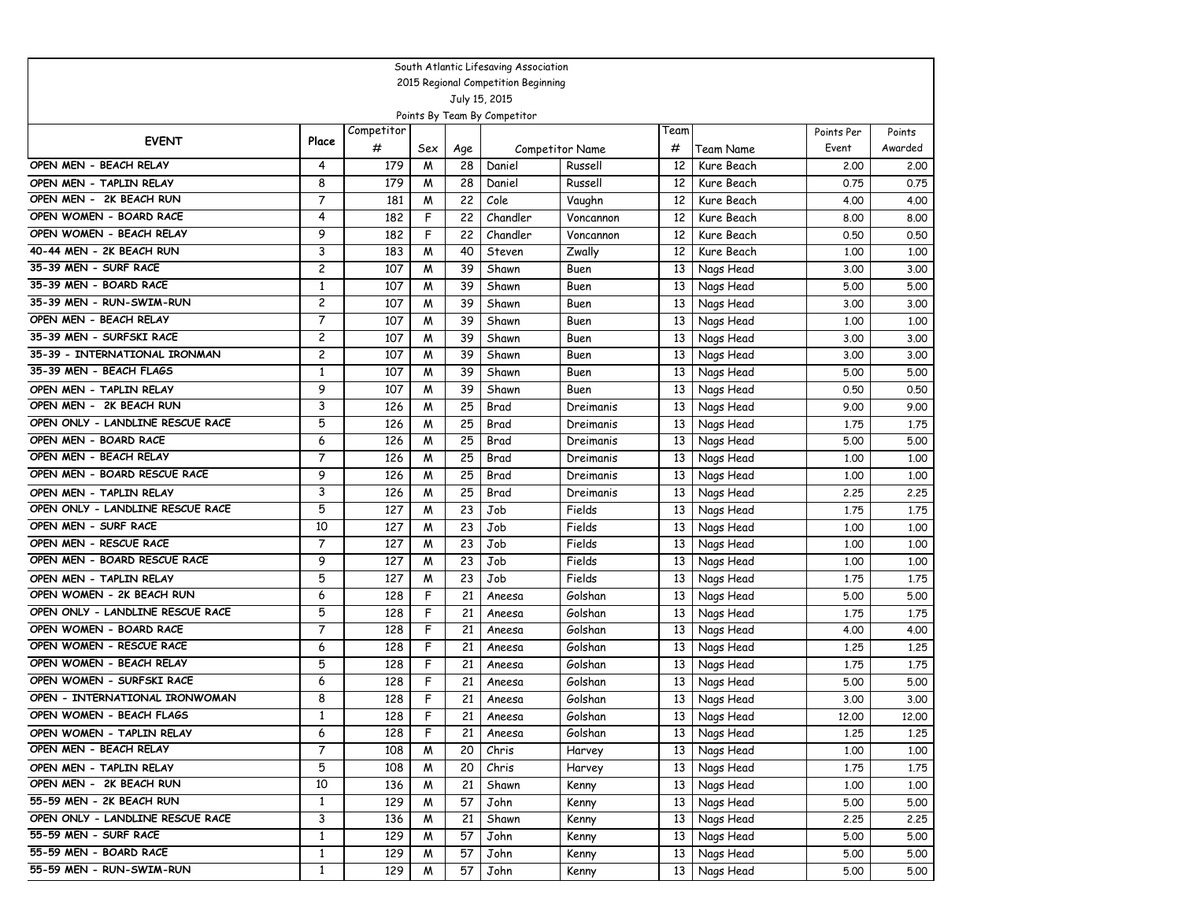South Atlantic Lifesaving Association
2015 Regional Competition Beginning
July 15, 2015
Points By Team By Competitor

| EVENT | Place | Competitor # | Sex | Age | Competitor Name | | Team # | Team Name | Points Per Event | Points Awarded |
|---|---|---|---|---|---|---|---|---|---|---|
| OPEN MEN - BEACH RELAY | 4 | 179 | M | 28 | Daniel | Russell | 12 | Kure Beach | 2.00 | 2.00 |
| OPEN MEN - TAPLIN RELAY | 8 | 179 | M | 28 | Daniel | Russell | 12 | Kure Beach | 0.75 | 0.75 |
| OPEN MEN - 2K BEACH RUN | 7 | 181 | M | 22 | Cole | Vaughn | 12 | Kure Beach | 4.00 | 4.00 |
| OPEN WOMEN - BOARD RACE | 4 | 182 | F | 22 | Chandler | Voncannon | 12 | Kure Beach | 8.00 | 8.00 |
| OPEN WOMEN - BEACH RELAY | 9 | 182 | F | 22 | Chandler | Voncannon | 12 | Kure Beach | 0.50 | 0.50 |
| 40-44 MEN - 2K BEACH RUN | 3 | 183 | M | 40 | Steven | Zwally | 12 | Kure Beach | 1.00 | 1.00 |
| 35-39 MEN - SURF RACE | 2 | 107 | M | 39 | Shawn | Buen | 13 | Nags Head | 3.00 | 3.00 |
| 35-39 MEN - BOARD RACE | 1 | 107 | M | 39 | Shawn | Buen | 13 | Nags Head | 5.00 | 5.00 |
| 35-39 MEN - RUN-SWIM-RUN | 2 | 107 | M | 39 | Shawn | Buen | 13 | Nags Head | 3.00 | 3.00 |
| OPEN MEN - BEACH RELAY | 7 | 107 | M | 39 | Shawn | Buen | 13 | Nags Head | 1.00 | 1.00 |
| 35-39 MEN - SURFSKI RACE | 2 | 107 | M | 39 | Shawn | Buen | 13 | Nags Head | 3.00 | 3.00 |
| 35-39 - INTERNATIONAL IRONMAN | 2 | 107 | M | 39 | Shawn | Buen | 13 | Nags Head | 3.00 | 3.00 |
| 35-39 MEN - BEACH FLAGS | 1 | 107 | M | 39 | Shawn | Buen | 13 | Nags Head | 5.00 | 5.00 |
| OPEN MEN - TAPLIN RELAY | 9 | 107 | M | 39 | Shawn | Buen | 13 | Nags Head | 0.50 | 0.50 |
| OPEN MEN - 2K BEACH RUN | 3 | 126 | M | 25 | Brad | Dreimanis | 13 | Nags Head | 9.00 | 9.00 |
| OPEN ONLY - LANDLINE RESCUE RACE | 5 | 126 | M | 25 | Brad | Dreimanis | 13 | Nags Head | 1.75 | 1.75 |
| OPEN MEN - BOARD RACE | 6 | 126 | M | 25 | Brad | Dreimanis | 13 | Nags Head | 5.00 | 5.00 |
| OPEN MEN - BEACH RELAY | 7 | 126 | M | 25 | Brad | Dreimanis | 13 | Nags Head | 1.00 | 1.00 |
| OPEN MEN - BOARD RESCUE RACE | 9 | 126 | M | 25 | Brad | Dreimanis | 13 | Nags Head | 1.00 | 1.00 |
| OPEN MEN - TAPLIN RELAY | 3 | 126 | M | 25 | Brad | Dreimanis | 13 | Nags Head | 2.25 | 2.25 |
| OPEN ONLY - LANDLINE RESCUE RACE | 5 | 127 | M | 23 | Job | Fields | 13 | Nags Head | 1.75 | 1.75 |
| OPEN MEN - SURF RACE | 10 | 127 | M | 23 | Job | Fields | 13 | Nags Head | 1.00 | 1.00 |
| OPEN MEN - RESCUE RACE | 7 | 127 | M | 23 | Job | Fields | 13 | Nags Head | 1.00 | 1.00 |
| OPEN MEN - BOARD RESCUE RACE | 9 | 127 | M | 23 | Job | Fields | 13 | Nags Head | 1.00 | 1.00 |
| OPEN MEN - TAPLIN RELAY | 5 | 127 | M | 23 | Job | Fields | 13 | Nags Head | 1.75 | 1.75 |
| OPEN WOMEN - 2K BEACH RUN | 6 | 128 | F | 21 | Aneesa | Golshan | 13 | Nags Head | 5.00 | 5.00 |
| OPEN ONLY - LANDLINE RESCUE RACE | 5 | 128 | F | 21 | Aneesa | Golshan | 13 | Nags Head | 1.75 | 1.75 |
| OPEN WOMEN - BOARD RACE | 7 | 128 | F | 21 | Aneesa | Golshan | 13 | Nags Head | 4.00 | 4.00 |
| OPEN WOMEN - RESCUE RACE | 6 | 128 | F | 21 | Aneesa | Golshan | 13 | Nags Head | 1.25 | 1.25 |
| OPEN WOMEN - BEACH RELAY | 5 | 128 | F | 21 | Aneesa | Golshan | 13 | Nags Head | 1.75 | 1.75 |
| OPEN WOMEN - SURFSKI RACE | 6 | 128 | F | 21 | Aneesa | Golshan | 13 | Nags Head | 5.00 | 5.00 |
| OPEN - INTERNATIONAL IRONWOMAN | 8 | 128 | F | 21 | Aneesa | Golshan | 13 | Nags Head | 3.00 | 3.00 |
| OPEN WOMEN - BEACH FLAGS | 1 | 128 | F | 21 | Aneesa | Golshan | 13 | Nags Head | 12.00 | 12.00 |
| OPEN WOMEN - TAPLIN RELAY | 6 | 128 | F | 21 | Aneesa | Golshan | 13 | Nags Head | 1.25 | 1.25 |
| OPEN MEN - BEACH RELAY | 7 | 108 | M | 20 | Chris | Harvey | 13 | Nags Head | 1.00 | 1.00 |
| OPEN MEN - TAPLIN RELAY | 5 | 108 | M | 20 | Chris | Harvey | 13 | Nags Head | 1.75 | 1.75 |
| OPEN MEN - 2K BEACH RUN | 10 | 136 | M | 21 | Shawn | Kenny | 13 | Nags Head | 1.00 | 1.00 |
| 55-59 MEN - 2K BEACH RUN | 1 | 129 | M | 57 | John | Kenny | 13 | Nags Head | 5.00 | 5.00 |
| OPEN ONLY - LANDLINE RESCUE RACE | 3 | 136 | M | 21 | Shawn | Kenny | 13 | Nags Head | 2.25 | 2.25 |
| 55-59 MEN - SURF RACE | 1 | 129 | M | 57 | John | Kenny | 13 | Nags Head | 5.00 | 5.00 |
| 55-59 MEN - BOARD RACE | 1 | 129 | M | 57 | John | Kenny | 13 | Nags Head | 5.00 | 5.00 |
| 55-59 MEN - RUN-SWIM-RUN | 1 | 129 | M | 57 | John | Kenny | 13 | Nags Head | 5.00 | 5.00 |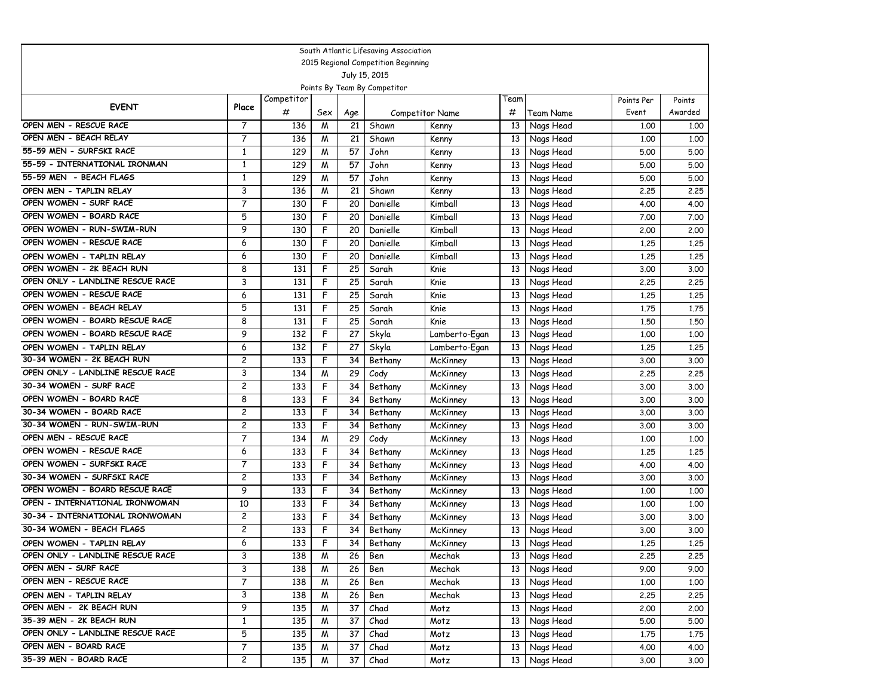South Atlantic Lifesaving Association

2015 Regional Competition Beginning

July 15, 2015

Points By Team By Competitor

| EVENT | Place | Competitor # | Sex | Age | Competitor Name | | Team # | Team Name | Points Per Event | Points Awarded |
|---|---|---|---|---|---|---|---|---|---|---|
| OPEN MEN - RESCUE RACE | 7 | 136 | M | 21 | Shawn | Kenny | 13 | Nags Head | 1.00 | 1.00 |
| OPEN MEN - BEACH RELAY | 7 | 136 | M | 21 | Shawn | Kenny | 13 | Nags Head | 1.00 | 1.00 |
| 55-59 MEN - SURFSKI RACE | 1 | 129 | M | 57 | John | Kenny | 13 | Nags Head | 5.00 | 5.00 |
| 55-59 - INTERNATIONAL IRONMAN | 1 | 129 | M | 57 | John | Kenny | 13 | Nags Head | 5.00 | 5.00 |
| 55-59 MEN - BEACH FLAGS | 1 | 129 | M | 57 | John | Kenny | 13 | Nags Head | 5.00 | 5.00 |
| OPEN MEN - TAPLIN RELAY | 3 | 136 | M | 21 | Shawn | Kenny | 13 | Nags Head | 2.25 | 2.25 |
| OPEN WOMEN - SURF RACE | 7 | 130 | F | 20 | Danielle | Kimball | 13 | Nags Head | 4.00 | 4.00 |
| OPEN WOMEN - BOARD RACE | 5 | 130 | F | 20 | Danielle | Kimball | 13 | Nags Head | 7.00 | 7.00 |
| OPEN WOMEN - RUN-SWIM-RUN | 9 | 130 | F | 20 | Danielle | Kimball | 13 | Nags Head | 2.00 | 2.00 |
| OPEN WOMEN - RESCUE RACE | 6 | 130 | F | 20 | Danielle | Kimball | 13 | Nags Head | 1.25 | 1.25 |
| OPEN WOMEN - TAPLIN RELAY | 6 | 130 | F | 20 | Danielle | Kimball | 13 | Nags Head | 1.25 | 1.25 |
| OPEN WOMEN - 2K BEACH RUN | 8 | 131 | F | 25 | Sarah | Knie | 13 | Nags Head | 3.00 | 3.00 |
| OPEN ONLY - LANDLINE RESCUE RACE | 3 | 131 | F | 25 | Sarah | Knie | 13 | Nags Head | 2.25 | 2.25 |
| OPEN WOMEN - RESCUE RACE | 6 | 131 | F | 25 | Sarah | Knie | 13 | Nags Head | 1.25 | 1.25 |
| OPEN WOMEN - BEACH RELAY | 5 | 131 | F | 25 | Sarah | Knie | 13 | Nags Head | 1.75 | 1.75 |
| OPEN WOMEN - BOARD RESCUE RACE | 8 | 131 | F | 25 | Sarah | Knie | 13 | Nags Head | 1.50 | 1.50 |
| OPEN WOMEN - BOARD RESCUE RACE | 9 | 132 | F | 27 | Skyla | Lamberto-Egan | 13 | Nags Head | 1.00 | 1.00 |
| OPEN WOMEN - TAPLIN RELAY | 6 | 132 | F | 27 | Skyla | Lamberto-Egan | 13 | Nags Head | 1.25 | 1.25 |
| 30-34 WOMEN - 2K BEACH RUN | 2 | 133 | F | 34 | Bethany | McKinney | 13 | Nags Head | 3.00 | 3.00 |
| OPEN ONLY - LANDLINE RESCUE RACE | 3 | 134 | M | 29 | Cody | McKinney | 13 | Nags Head | 2.25 | 2.25 |
| 30-34 WOMEN - SURF RACE | 2 | 133 | F | 34 | Bethany | McKinney | 13 | Nags Head | 3.00 | 3.00 |
| OPEN WOMEN - BOARD RACE | 8 | 133 | F | 34 | Bethany | McKinney | 13 | Nags Head | 3.00 | 3.00 |
| 30-34 WOMEN - BOARD RACE | 2 | 133 | F | 34 | Bethany | McKinney | 13 | Nags Head | 3.00 | 3.00 |
| 30-34 WOMEN - RUN-SWIM-RUN | 2 | 133 | F | 34 | Bethany | McKinney | 13 | Nags Head | 3.00 | 3.00 |
| OPEN MEN - RESCUE RACE | 7 | 134 | M | 29 | Cody | McKinney | 13 | Nags Head | 1.00 | 1.00 |
| OPEN WOMEN - RESCUE RACE | 6 | 133 | F | 34 | Bethany | McKinney | 13 | Nags Head | 1.25 | 1.25 |
| OPEN WOMEN - SURFSKI RACE | 7 | 133 | F | 34 | Bethany | McKinney | 13 | Nags Head | 4.00 | 4.00 |
| 30-34 WOMEN - SURFSKI RACE | 2 | 133 | F | 34 | Bethany | McKinney | 13 | Nags Head | 3.00 | 3.00 |
| OPEN WOMEN - BOARD RESCUE RACE | 9 | 133 | F | 34 | Bethany | McKinney | 13 | Nags Head | 1.00 | 1.00 |
| OPEN - INTERNATIONAL IRONWOMAN | 10 | 133 | F | 34 | Bethany | McKinney | 13 | Nags Head | 1.00 | 1.00 |
| 30-34 - INTERNATIONAL IRONWOMAN | 2 | 133 | F | 34 | Bethany | McKinney | 13 | Nags Head | 3.00 | 3.00 |
| 30-34 WOMEN - BEACH FLAGS | 2 | 133 | F | 34 | Bethany | McKinney | 13 | Nags Head | 3.00 | 3.00 |
| OPEN WOMEN - TAPLIN RELAY | 6 | 133 | F | 34 | Bethany | McKinney | 13 | Nags Head | 1.25 | 1.25 |
| OPEN ONLY - LANDLINE RESCUE RACE | 3 | 138 | M | 26 | Ben | Mechak | 13 | Nags Head | 2.25 | 2.25 |
| OPEN MEN - SURF RACE | 3 | 138 | M | 26 | Ben | Mechak | 13 | Nags Head | 9.00 | 9.00 |
| OPEN MEN - RESCUE RACE | 7 | 138 | M | 26 | Ben | Mechak | 13 | Nags Head | 1.00 | 1.00 |
| OPEN MEN - TAPLIN RELAY | 3 | 138 | M | 26 | Ben | Mechak | 13 | Nags Head | 2.25 | 2.25 |
| OPEN MEN - 2K BEACH RUN | 9 | 135 | M | 37 | Chad | Motz | 13 | Nags Head | 2.00 | 2.00 |
| 35-39 MEN - 2K BEACH RUN | 1 | 135 | M | 37 | Chad | Motz | 13 | Nags Head | 5.00 | 5.00 |
| OPEN ONLY - LANDLINE RESCUE RACE | 5 | 135 | M | 37 | Chad | Motz | 13 | Nags Head | 1.75 | 1.75 |
| OPEN MEN - BOARD RACE | 7 | 135 | M | 37 | Chad | Motz | 13 | Nags Head | 4.00 | 4.00 |
| 35-39 MEN - BOARD RACE | 2 | 135 | M | 37 | Chad | Motz | 13 | Nags Head | 3.00 | 3.00 |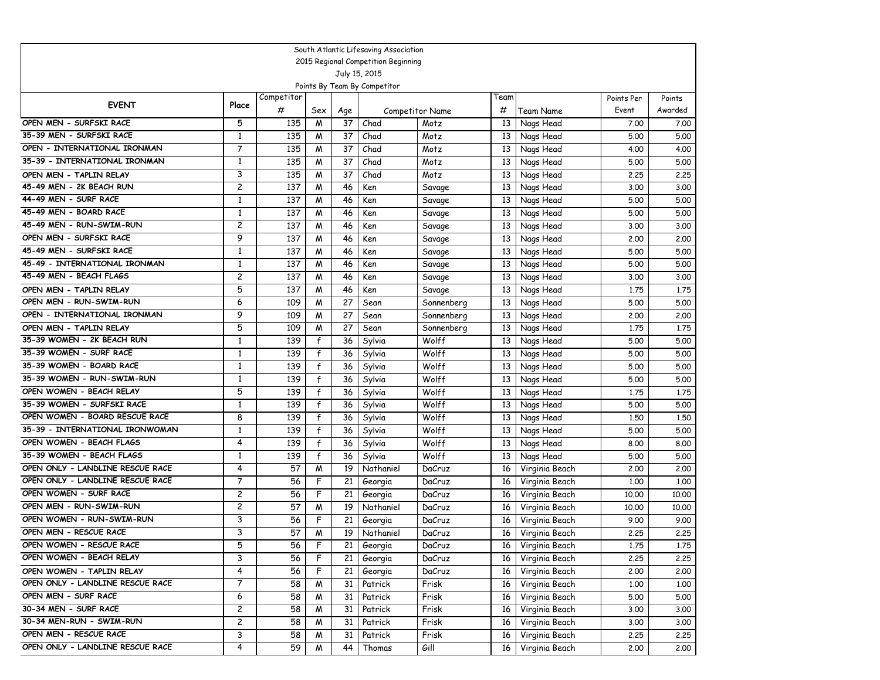South Atlantic Lifesaving Association

2015 Regional Competition Beginning

July 15, 2015

Points By Team By Competitor

| EVENT | Place | Competitor # | Sex | Age | Competitor Name | | Team # | Team Name | Points Per Event | Points Awarded |
|---|---|---|---|---|---|---|---|---|---|---|
| OPEN MEN - SURFSKI RACE | 5 | 135 | M | 37 | Chad | Motz | 13 | Nags Head | 7.00 | 7.00 |
| 35-39 MEN - SURFSKI RACE | 1 | 135 | M | 37 | Chad | Motz | 13 | Nags Head | 5.00 | 5.00 |
| OPEN - INTERNATIONAL IRONMAN | 7 | 135 | M | 37 | Chad | Motz | 13 | Nags Head | 4.00 | 4.00 |
| 35-39 - INTERNATIONAL IRONMAN | 1 | 135 | M | 37 | Chad | Motz | 13 | Nags Head | 5.00 | 5.00 |
| OPEN MEN - TAPLIN RELAY | 3 | 135 | M | 37 | Chad | Motz | 13 | Nags Head | 2.25 | 2.25 |
| 45-49 MEN - 2K BEACH RUN | 2 | 137 | M | 46 | Ken | Savage | 13 | Nags Head | 3.00 | 3.00 |
| 44-49 MEN - SURF RACE | 1 | 137 | M | 46 | Ken | Savage | 13 | Nags Head | 5.00 | 5.00 |
| 45-49 MEN - BOARD RACE | 1 | 137 | M | 46 | Ken | Savage | 13 | Nags Head | 5.00 | 5.00 |
| 45-49 MEN - RUN-SWIM-RUN | 2 | 137 | M | 46 | Ken | Savage | 13 | Nags Head | 3.00 | 3.00 |
| OPEN MEN - SURFSKI RACE | 9 | 137 | M | 46 | Ken | Savage | 13 | Nags Head | 2.00 | 2.00 |
| 45-49 MEN - SURFSKI RACE | 1 | 137 | M | 46 | Ken | Savage | 13 | Nags Head | 5.00 | 5.00 |
| 45-49 - INTERNATIONAL IRONMAN | 1 | 137 | M | 46 | Ken | Savage | 13 | Nags Head | 5.00 | 5.00 |
| 45-49 MEN - BEACH FLAGS | 2 | 137 | M | 46 | Ken | Savage | 13 | Nags Head | 3.00 | 3.00 |
| OPEN MEN - TAPLIN RELAY | 5 | 137 | M | 46 | Ken | Savage | 13 | Nags Head | 1.75 | 1.75 |
| OPEN MEN - RUN-SWIM-RUN | 6 | 109 | M | 27 | Sean | Sonnenberg | 13 | Nags Head | 5.00 | 5.00 |
| OPEN - INTERNATIONAL IRONMAN | 9 | 109 | M | 27 | Sean | Sonnenberg | 13 | Nags Head | 2.00 | 2.00 |
| OPEN MEN - TAPLIN RELAY | 5 | 109 | M | 27 | Sean | Sonnenberg | 13 | Nags Head | 1.75 | 1.75 |
| 35-39 WOMEN - 2K BEACH RUN | 1 | 139 | f | 36 | Sylvia | Wolff | 13 | Nags Head | 5.00 | 5.00 |
| 35-39 WOMEN - SURF RACE | 1 | 139 | f | 36 | Sylvia | Wolff | 13 | Nags Head | 5.00 | 5.00 |
| 35-39 WOMEN - BOARD RACE | 1 | 139 | f | 36 | Sylvia | Wolff | 13 | Nags Head | 5.00 | 5.00 |
| 35-39 WOMEN - RUN-SWIM-RUN | 1 | 139 | f | 36 | Sylvia | Wolff | 13 | Nags Head | 5.00 | 5.00 |
| OPEN WOMEN - BEACH RELAY | 5 | 139 | f | 36 | Sylvia | Wolff | 13 | Nags Head | 1.75 | 1.75 |
| 35-39 WOMEN - SURFSKI RACE | 1 | 139 | f | 36 | Sylvia | Wolff | 13 | Nags Head | 5.00 | 5.00 |
| OPEN WOMEN - BOARD RESCUE RACE | 8 | 139 | f | 36 | Sylvia | Wolff | 13 | Nags Head | 1.50 | 1.50 |
| 35-39 - INTERNATIONAL IRONWOMAN | 1 | 139 | f | 36 | Sylvia | Wolff | 13 | Nags Head | 5.00 | 5.00 |
| OPEN WOMEN - BEACH FLAGS | 4 | 139 | f | 36 | Sylvia | Wolff | 13 | Nags Head | 8.00 | 8.00 |
| 35-39 WOMEN - BEACH FLAGS | 1 | 139 | f | 36 | Sylvia | Wolff | 13 | Nags Head | 5.00 | 5.00 |
| OPEN ONLY - LANDLINE RESCUE RACE | 4 | 57 | M | 19 | Nathaniel | DaCruz | 16 | Virginia Beach | 2.00 | 2.00 |
| OPEN ONLY - LANDLINE RESCUE RACE | 7 | 56 | F | 21 | Georgia | DaCruz | 16 | Virginia Beach | 1.00 | 1.00 |
| OPEN WOMEN - SURF RACE | 2 | 56 | F | 21 | Georgia | DaCruz | 16 | Virginia Beach | 10.00 | 10.00 |
| OPEN MEN - RUN-SWIM-RUN | 2 | 57 | M | 19 | Nathaniel | DaCruz | 16 | Virginia Beach | 10.00 | 10.00 |
| OPEN WOMEN - RUN-SWIM-RUN | 3 | 56 | F | 21 | Georgia | DaCruz | 16 | Virginia Beach | 9.00 | 9.00 |
| OPEN MEN - RESCUE RACE | 3 | 57 | M | 19 | Nathaniel | DaCruz | 16 | Virginia Beach | 2.25 | 2.25 |
| OPEN WOMEN - RESCUE RACE | 5 | 56 | F | 21 | Georgia | DaCruz | 16 | Virginia Beach | 1.75 | 1.75 |
| OPEN WOMEN - BEACH RELAY | 3 | 56 | F | 21 | Georgia | DaCruz | 16 | Virginia Beach | 2.25 | 2.25 |
| OPEN WOMEN - TAPLIN RELAY | 4 | 56 | F | 21 | Georgia | DaCruz | 16 | Virginia Beach | 2.00 | 2.00 |
| OPEN ONLY - LANDLINE RESCUE RACE | 7 | 58 | M | 31 | Patrick | Frisk | 16 | Virginia Beach | 1.00 | 1.00 |
| OPEN MEN - SURF RACE | 6 | 58 | M | 31 | Patrick | Frisk | 16 | Virginia Beach | 5.00 | 5.00 |
| 30-34 MEN - SURF RACE | 2 | 58 | M | 31 | Patrick | Frisk | 16 | Virginia Beach | 3.00 | 3.00 |
| 30-34 MEN-RUN - SWIM-RUN | 2 | 58 | M | 31 | Patrick | Frisk | 16 | Virginia Beach | 3.00 | 3.00 |
| OPEN MEN - RESCUE RACE | 3 | 58 | M | 31 | Patrick | Frisk | 16 | Virginia Beach | 2.25 | 2.25 |
| OPEN ONLY - LANDLINE RESCUE RACE | 4 | 59 | M | 44 | Thomas | Gill | 16 | Virginia Beach | 2.00 | 2.00 |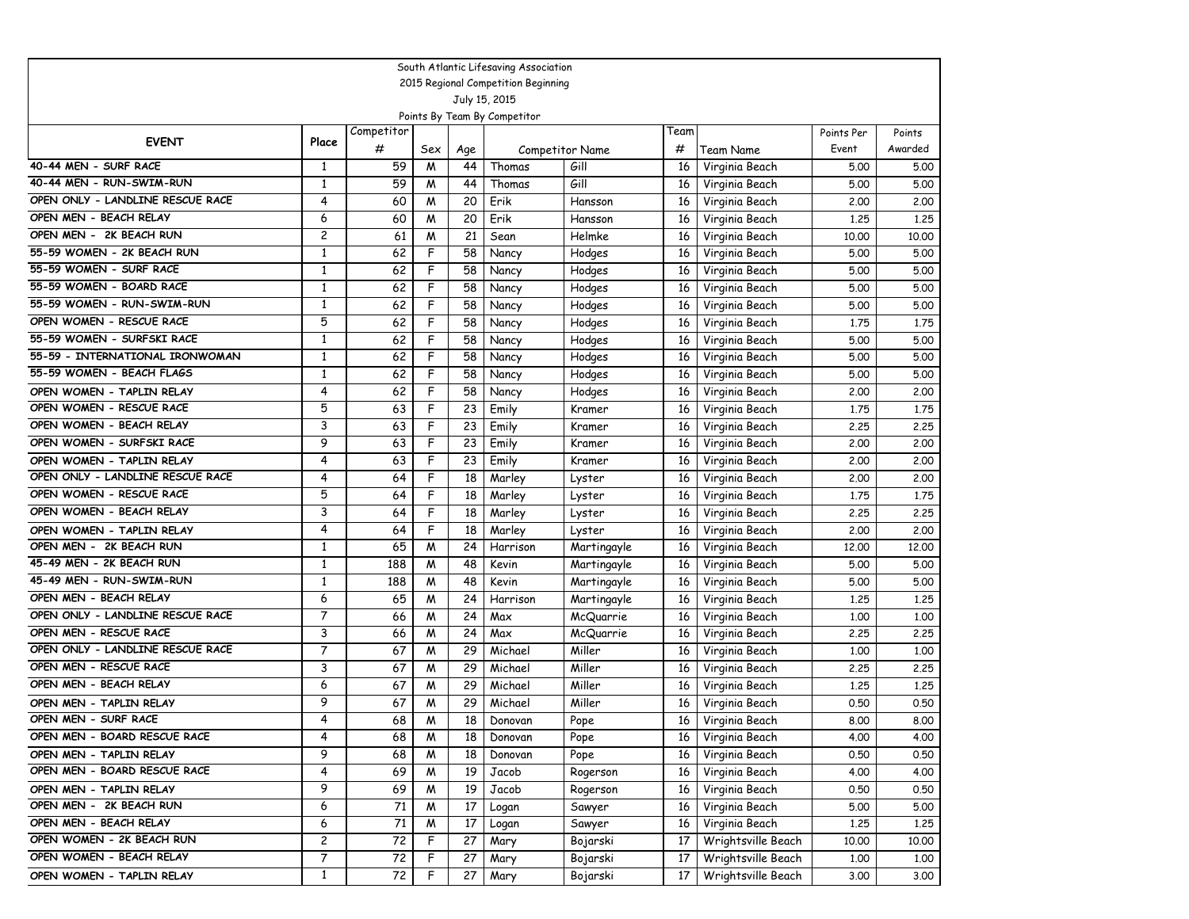South Atlantic Lifesaving Association
2015 Regional Competition Beginning
July 15, 2015
Points By Team By Competitor

| EVENT | Place | Competitor # | Sex | Age | Competitor Name | | Team # | Team Name | Points Per Event | Points Awarded |
|---|---|---|---|---|---|---|---|---|---|---|
| 40-44 MEN - SURF RACE | 1 | 59 | M | 44 | Thomas | Gill | 16 | Virginia Beach | 5.00 | 5.00 |
| 40-44 MEN - RUN-SWIM-RUN | 1 | 59 | M | 44 | Thomas | Gill | 16 | Virginia Beach | 5.00 | 5.00 |
| OPEN ONLY - LANDLINE RESCUE RACE | 4 | 60 | M | 20 | Erik | Hansson | 16 | Virginia Beach | 2.00 | 2.00 |
| OPEN MEN - BEACH RELAY | 6 | 60 | M | 20 | Erik | Hansson | 16 | Virginia Beach | 1.25 | 1.25 |
| OPEN MEN - 2K BEACH RUN | 2 | 61 | M | 21 | Sean | Helmke | 16 | Virginia Beach | 10.00 | 10.00 |
| 55-59 WOMEN - 2K BEACH RUN | 1 | 62 | F | 58 | Nancy | Hodges | 16 | Virginia Beach | 5.00 | 5.00 |
| 55-59 WOMEN - SURF RACE | 1 | 62 | F | 58 | Nancy | Hodges | 16 | Virginia Beach | 5.00 | 5.00 |
| 55-59 WOMEN - BOARD RACE | 1 | 62 | F | 58 | Nancy | Hodges | 16 | Virginia Beach | 5.00 | 5.00 |
| 55-59 WOMEN - RUN-SWIM-RUN | 1 | 62 | F | 58 | Nancy | Hodges | 16 | Virginia Beach | 5.00 | 5.00 |
| OPEN WOMEN - RESCUE RACE | 5 | 62 | F | 58 | Nancy | Hodges | 16 | Virginia Beach | 1.75 | 1.75 |
| 55-59 WOMEN - SURFSKI RACE | 1 | 62 | F | 58 | Nancy | Hodges | 16 | Virginia Beach | 5.00 | 5.00 |
| 55-59 - INTERNATIONAL IRONWOMAN | 1 | 62 | F | 58 | Nancy | Hodges | 16 | Virginia Beach | 5.00 | 5.00 |
| 55-59 WOMEN - BEACH FLAGS | 1 | 62 | F | 58 | Nancy | Hodges | 16 | Virginia Beach | 5.00 | 5.00 |
| OPEN WOMEN - TAPLIN RELAY | 4 | 62 | F | 58 | Nancy | Hodges | 16 | Virginia Beach | 2.00 | 2.00 |
| OPEN WOMEN - RESCUE RACE | 5 | 63 | F | 23 | Emily | Kramer | 16 | Virginia Beach | 1.75 | 1.75 |
| OPEN WOMEN - BEACH RELAY | 3 | 63 | F | 23 | Emily | Kramer | 16 | Virginia Beach | 2.25 | 2.25 |
| OPEN WOMEN - SURFSKI RACE | 9 | 63 | F | 23 | Emily | Kramer | 16 | Virginia Beach | 2.00 | 2.00 |
| OPEN WOMEN - TAPLIN RELAY | 4 | 63 | F | 23 | Emily | Kramer | 16 | Virginia Beach | 2.00 | 2.00 |
| OPEN ONLY - LANDLINE RESCUE RACE | 4 | 64 | F | 18 | Marley | Lyster | 16 | Virginia Beach | 2.00 | 2.00 |
| OPEN WOMEN - RESCUE RACE | 5 | 64 | F | 18 | Marley | Lyster | 16 | Virginia Beach | 1.75 | 1.75 |
| OPEN WOMEN - BEACH RELAY | 3 | 64 | F | 18 | Marley | Lyster | 16 | Virginia Beach | 2.25 | 2.25 |
| OPEN WOMEN - TAPLIN RELAY | 4 | 64 | F | 18 | Marley | Lyster | 16 | Virginia Beach | 2.00 | 2.00 |
| OPEN MEN - 2K BEACH RUN | 1 | 65 | M | 24 | Harrison | Martingayle | 16 | Virginia Beach | 12.00 | 12.00 |
| 45-49 MEN - 2K BEACH RUN | 1 | 188 | M | 48 | Kevin | Martingayle | 16 | Virginia Beach | 5.00 | 5.00 |
| 45-49 MEN - RUN-SWIM-RUN | 1 | 188 | M | 48 | Kevin | Martingayle | 16 | Virginia Beach | 5.00 | 5.00 |
| OPEN MEN - BEACH RELAY | 6 | 65 | M | 24 | Harrison | Martingayle | 16 | Virginia Beach | 1.25 | 1.25 |
| OPEN ONLY - LANDLINE RESCUE RACE | 7 | 66 | M | 24 | Max | McQuarrie | 16 | Virginia Beach | 1.00 | 1.00 |
| OPEN MEN - RESCUE RACE | 3 | 66 | M | 24 | Max | McQuarrie | 16 | Virginia Beach | 2.25 | 2.25 |
| OPEN ONLY - LANDLINE RESCUE RACE | 7 | 67 | M | 29 | Michael | Miller | 16 | Virginia Beach | 1.00 | 1.00 |
| OPEN MEN - RESCUE RACE | 3 | 67 | M | 29 | Michael | Miller | 16 | Virginia Beach | 2.25 | 2.25 |
| OPEN MEN - BEACH RELAY | 6 | 67 | M | 29 | Michael | Miller | 16 | Virginia Beach | 1.25 | 1.25 |
| OPEN MEN - TAPLIN RELAY | 9 | 67 | M | 29 | Michael | Miller | 16 | Virginia Beach | 0.50 | 0.50 |
| OPEN MEN - SURF RACE | 4 | 68 | M | 18 | Donovan | Pope | 16 | Virginia Beach | 8.00 | 8.00 |
| OPEN MEN - BOARD RESCUE RACE | 4 | 68 | M | 18 | Donovan | Pope | 16 | Virginia Beach | 4.00 | 4.00 |
| OPEN MEN - TAPLIN RELAY | 9 | 68 | M | 18 | Donovan | Pope | 16 | Virginia Beach | 0.50 | 0.50 |
| OPEN MEN - BOARD RESCUE RACE | 4 | 69 | M | 19 | Jacob | Rogerson | 16 | Virginia Beach | 4.00 | 4.00 |
| OPEN MEN - TAPLIN RELAY | 9 | 69 | M | 19 | Jacob | Rogerson | 16 | Virginia Beach | 0.50 | 0.50 |
| OPEN MEN - 2K BEACH RUN | 6 | 71 | M | 17 | Logan | Sawyer | 16 | Virginia Beach | 5.00 | 5.00 |
| OPEN MEN - BEACH RELAY | 6 | 71 | M | 17 | Logan | Sawyer | 16 | Virginia Beach | 1.25 | 1.25 |
| OPEN WOMEN - 2K BEACH RUN | 2 | 72 | F | 27 | Mary | Bojarski | 17 | Wrightsville Beach | 10.00 | 10.00 |
| OPEN WOMEN - BEACH RELAY | 7 | 72 | F | 27 | Mary | Bojarski | 17 | Wrightsville Beach | 1.00 | 1.00 |
| OPEN WOMEN - TAPLIN RELAY | 1 | 72 | F | 27 | Mary | Bojarski | 17 | Wrightsville Beach | 3.00 | 3.00 |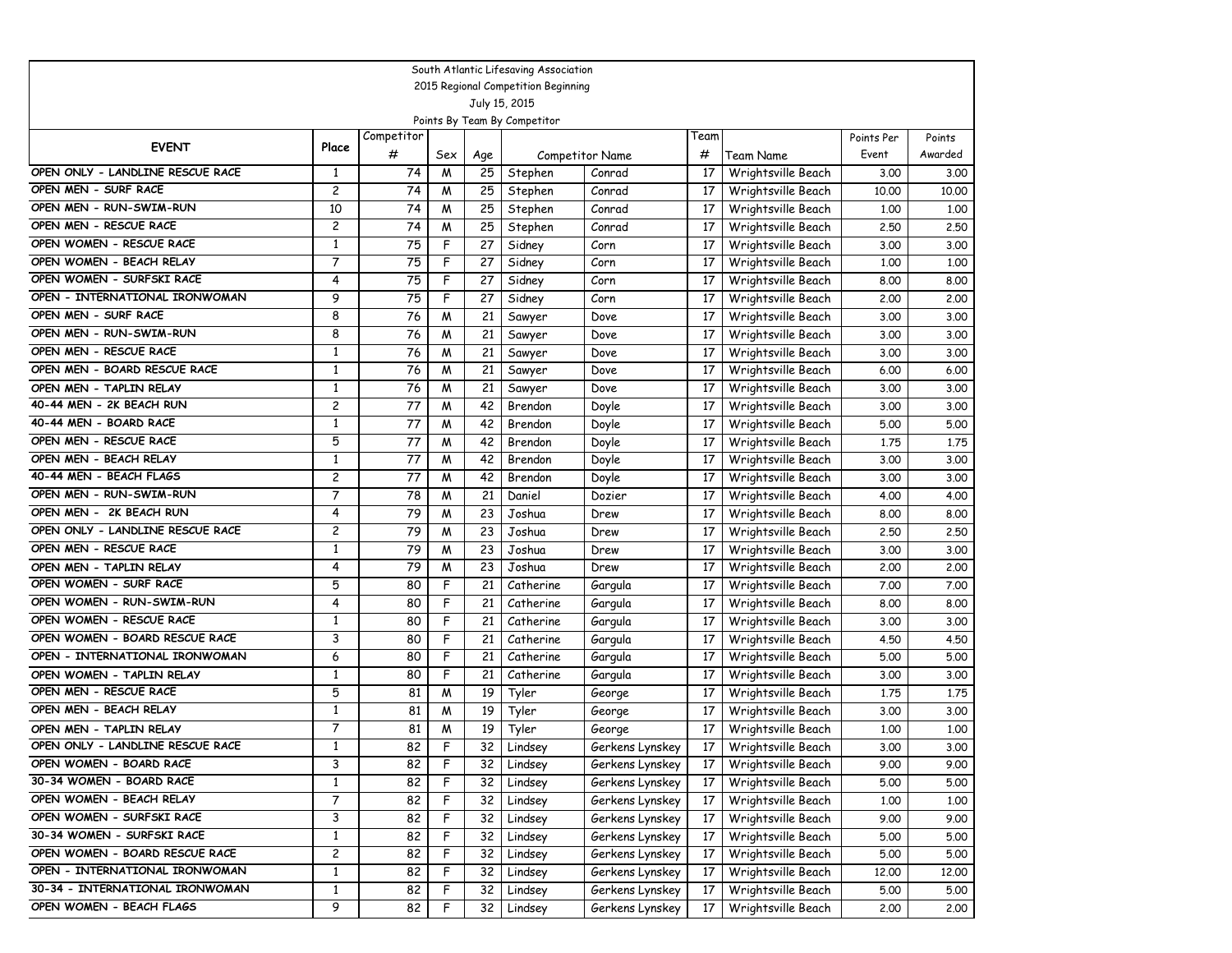South Atlantic Lifesaving Association
2015 Regional Competition Beginning
July 15, 2015
Points By Team By Competitor

| EVENT | Place | Competitor # | Sex | Age | Competitor Name | | Team # | Team Name | Points Per Event | Points Awarded |
|---|---|---|---|---|---|---|---|---|---|---|
| OPEN ONLY - LANDLINE RESCUE RACE | 1 | 74 | M | 25 | Stephen | Conrad | 17 | Wrightsville Beach | 3.00 | 3.00 |
| OPEN MEN - SURF RACE | 2 | 74 | M | 25 | Stephen | Conrad | 17 | Wrightsville Beach | 10.00 | 10.00 |
| OPEN MEN - RUN-SWIM-RUN | 10 | 74 | M | 25 | Stephen | Conrad | 17 | Wrightsville Beach | 1.00 | 1.00 |
| OPEN MEN - RESCUE RACE | 2 | 74 | M | 25 | Stephen | Conrad | 17 | Wrightsville Beach | 2.50 | 2.50 |
| OPEN WOMEN - RESCUE RACE | 1 | 75 | F | 27 | Sidney | Corn | 17 | Wrightsville Beach | 3.00 | 3.00 |
| OPEN WOMEN - BEACH RELAY | 7 | 75 | F | 27 | Sidney | Corn | 17 | Wrightsville Beach | 1.00 | 1.00 |
| OPEN WOMEN - SURFSKI RACE | 4 | 75 | F | 27 | Sidney | Corn | 17 | Wrightsville Beach | 8.00 | 8.00 |
| OPEN - INTERNATIONAL IRONWOMAN | 9 | 75 | F | 27 | Sidney | Corn | 17 | Wrightsville Beach | 2.00 | 2.00 |
| OPEN MEN - SURF RACE | 8 | 76 | M | 21 | Sawyer | Dove | 17 | Wrightsville Beach | 3.00 | 3.00 |
| OPEN MEN - RUN-SWIM-RUN | 8 | 76 | M | 21 | Sawyer | Dove | 17 | Wrightsville Beach | 3.00 | 3.00 |
| OPEN MEN - RESCUE RACE | 1 | 76 | M | 21 | Sawyer | Dove | 17 | Wrightsville Beach | 3.00 | 3.00 |
| OPEN MEN - BOARD RESCUE RACE | 1 | 76 | M | 21 | Sawyer | Dove | 17 | Wrightsville Beach | 6.00 | 6.00 |
| OPEN MEN - TAPLIN RELAY | 1 | 76 | M | 21 | Sawyer | Dove | 17 | Wrightsville Beach | 3.00 | 3.00 |
| 40-44 MEN - 2K BEACH RUN | 2 | 77 | M | 42 | Brendon | Doyle | 17 | Wrightsville Beach | 3.00 | 3.00 |
| 40-44 MEN - BOARD RACE | 1 | 77 | M | 42 | Brendon | Doyle | 17 | Wrightsville Beach | 5.00 | 5.00 |
| OPEN MEN - RESCUE RACE | 5 | 77 | M | 42 | Brendon | Doyle | 17 | Wrightsville Beach | 1.75 | 1.75 |
| OPEN MEN - BEACH RELAY | 1 | 77 | M | 42 | Brendon | Doyle | 17 | Wrightsville Beach | 3.00 | 3.00 |
| 40-44 MEN - BEACH FLAGS | 2 | 77 | M | 42 | Brendon | Doyle | 17 | Wrightsville Beach | 3.00 | 3.00 |
| OPEN MEN - RUN-SWIM-RUN | 7 | 78 | M | 21 | Daniel | Dozier | 17 | Wrightsville Beach | 4.00 | 4.00 |
| OPEN MEN - 2K BEACH RUN | 4 | 79 | M | 23 | Joshua | Drew | 17 | Wrightsville Beach | 8.00 | 8.00 |
| OPEN ONLY - LANDLINE RESCUE RACE | 2 | 79 | M | 23 | Joshua | Drew | 17 | Wrightsville Beach | 2.50 | 2.50 |
| OPEN MEN - RESCUE RACE | 1 | 79 | M | 23 | Joshua | Drew | 17 | Wrightsville Beach | 3.00 | 3.00 |
| OPEN MEN - TAPLIN RELAY | 4 | 79 | M | 23 | Joshua | Drew | 17 | Wrightsville Beach | 2.00 | 2.00 |
| OPEN WOMEN - SURF RACE | 5 | 80 | F | 21 | Catherine | Gargula | 17 | Wrightsville Beach | 7.00 | 7.00 |
| OPEN WOMEN - RUN-SWIM-RUN | 4 | 80 | F | 21 | Catherine | Gargula | 17 | Wrightsville Beach | 8.00 | 8.00 |
| OPEN WOMEN - RESCUE RACE | 1 | 80 | F | 21 | Catherine | Gargula | 17 | Wrightsville Beach | 3.00 | 3.00 |
| OPEN WOMEN - BOARD RESCUE RACE | 3 | 80 | F | 21 | Catherine | Gargula | 17 | Wrightsville Beach | 4.50 | 4.50 |
| OPEN - INTERNATIONAL IRONWOMAN | 6 | 80 | F | 21 | Catherine | Gargula | 17 | Wrightsville Beach | 5.00 | 5.00 |
| OPEN WOMEN - TAPLIN RELAY | 1 | 80 | F | 21 | Catherine | Gargula | 17 | Wrightsville Beach | 3.00 | 3.00 |
| OPEN MEN - RESCUE RACE | 5 | 81 | M | 19 | Tyler | George | 17 | Wrightsville Beach | 1.75 | 1.75 |
| OPEN MEN - BEACH RELAY | 1 | 81 | M | 19 | Tyler | George | 17 | Wrightsville Beach | 3.00 | 3.00 |
| OPEN MEN - TAPLIN RELAY | 7 | 81 | M | 19 | Tyler | George | 17 | Wrightsville Beach | 1.00 | 1.00 |
| OPEN ONLY - LANDLINE RESCUE RACE | 1 | 82 | F | 32 | Lindsey | Gerkens Lynskey | 17 | Wrightsville Beach | 3.00 | 3.00 |
| OPEN WOMEN - BOARD RACE | 3 | 82 | F | 32 | Lindsey | Gerkens Lynskey | 17 | Wrightsville Beach | 9.00 | 9.00 |
| 30-34 WOMEN - BOARD RACE | 1 | 82 | F | 32 | Lindsey | Gerkens Lynskey | 17 | Wrightsville Beach | 5.00 | 5.00 |
| OPEN WOMEN - BEACH RELAY | 7 | 82 | F | 32 | Lindsey | Gerkens Lynskey | 17 | Wrightsville Beach | 1.00 | 1.00 |
| OPEN WOMEN - SURFSKI RACE | 3 | 82 | F | 32 | Lindsey | Gerkens Lynskey | 17 | Wrightsville Beach | 9.00 | 9.00 |
| 30-34 WOMEN - SURFSKI RACE | 1 | 82 | F | 32 | Lindsey | Gerkens Lynskey | 17 | Wrightsville Beach | 5.00 | 5.00 |
| OPEN WOMEN - BOARD RESCUE RACE | 2 | 82 | F | 32 | Lindsey | Gerkens Lynskey | 17 | Wrightsville Beach | 5.00 | 5.00 |
| OPEN - INTERNATIONAL IRONWOMAN | 1 | 82 | F | 32 | Lindsey | Gerkens Lynskey | 17 | Wrightsville Beach | 12.00 | 12.00 |
| 30-34 - INTERNATIONAL IRONWOMAN | 1 | 82 | F | 32 | Lindsey | Gerkens Lynskey | 17 | Wrightsville Beach | 5.00 | 5.00 |
| OPEN WOMEN - BEACH FLAGS | 9 | 82 | F | 32 | Lindsey | Gerkens Lynskey | 17 | Wrightsville Beach | 2.00 | 2.00 |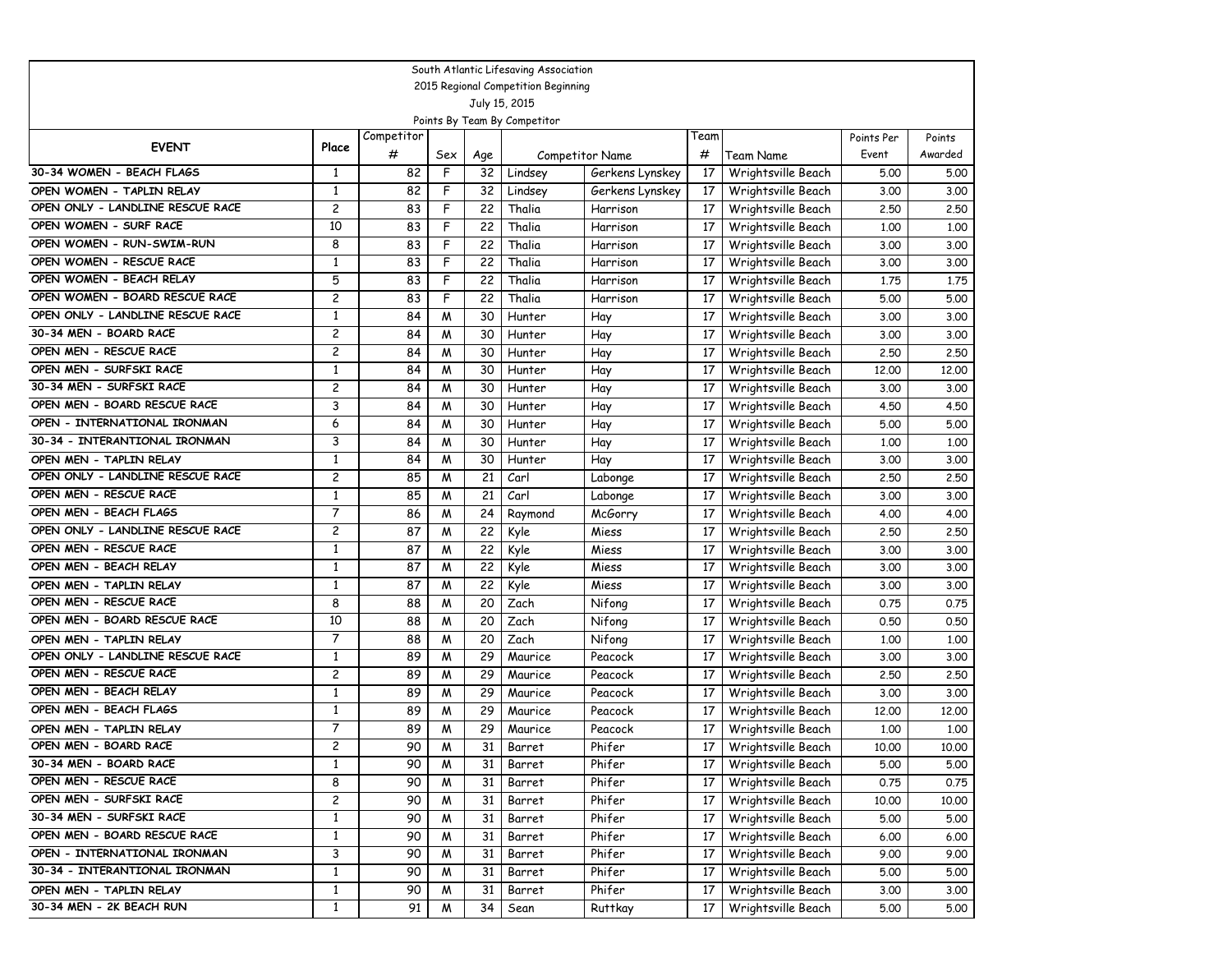South Atlantic Lifesaving Association

2015 Regional Competition Beginning

July 15, 2015

Points By Team By Competitor

| EVENT | Place | Competitor # | Sex | Age | Competitor Name | | Team # | Team Name | Points Per Event | Points Awarded |
|---|---|---|---|---|---|---|---|---|---|---|
| 30-34 WOMEN - BEACH FLAGS | 1 | 82 | F | 32 | Lindsey | Gerkens Lynskey | 17 | Wrightsville Beach | 5.00 | 5.00 |
| OPEN WOMEN - TAPLIN RELAY | 1 | 82 | F | 32 | Lindsey | Gerkens Lynskey | 17 | Wrightsville Beach | 3.00 | 3.00 |
| OPEN ONLY - LANDLINE RESCUE RACE | 2 | 83 | F | 22 | Thalia | Harrison | 17 | Wrightsville Beach | 2.50 | 2.50 |
| OPEN WOMEN - SURF RACE | 10 | 83 | F | 22 | Thalia | Harrison | 17 | Wrightsville Beach | 1.00 | 1.00 |
| OPEN WOMEN - RUN-SWIM-RUN | 8 | 83 | F | 22 | Thalia | Harrison | 17 | Wrightsville Beach | 3.00 | 3.00 |
| OPEN WOMEN - RESCUE RACE | 1 | 83 | F | 22 | Thalia | Harrison | 17 | Wrightsville Beach | 3.00 | 3.00 |
| OPEN WOMEN - BEACH RELAY | 5 | 83 | F | 22 | Thalia | Harrison | 17 | Wrightsville Beach | 1.75 | 1.75 |
| OPEN WOMEN - BOARD RESCUE RACE | 2 | 83 | F | 22 | Thalia | Harrison | 17 | Wrightsville Beach | 5.00 | 5.00 |
| OPEN ONLY - LANDLINE RESCUE RACE | 1 | 84 | M | 30 | Hunter | Hay | 17 | Wrightsville Beach | 3.00 | 3.00 |
| 30-34 MEN - BOARD RACE | 2 | 84 | M | 30 | Hunter | Hay | 17 | Wrightsville Beach | 3.00 | 3.00 |
| OPEN MEN - RESCUE RACE | 2 | 84 | M | 30 | Hunter | Hay | 17 | Wrightsville Beach | 2.50 | 2.50 |
| OPEN MEN - SURFSKI RACE | 1 | 84 | M | 30 | Hunter | Hay | 17 | Wrightsville Beach | 12.00 | 12.00 |
| 30-34 MEN - SURFSKI RACE | 2 | 84 | M | 30 | Hunter | Hay | 17 | Wrightsville Beach | 3.00 | 3.00 |
| OPEN MEN - BOARD RESCUE RACE | 3 | 84 | M | 30 | Hunter | Hay | 17 | Wrightsville Beach | 4.50 | 4.50 |
| OPEN - INTERNATIONAL IRONMAN | 6 | 84 | M | 30 | Hunter | Hay | 17 | Wrightsville Beach | 5.00 | 5.00 |
| 30-34 - INTERANTIONAL IRONMAN | 3 | 84 | M | 30 | Hunter | Hay | 17 | Wrightsville Beach | 1.00 | 1.00 |
| OPEN MEN - TAPLIN RELAY | 1 | 84 | M | 30 | Hunter | Hay | 17 | Wrightsville Beach | 3.00 | 3.00 |
| OPEN ONLY - LANDLINE RESCUE RACE | 2 | 85 | M | 21 | Carl | Labonge | 17 | Wrightsville Beach | 2.50 | 2.50 |
| OPEN MEN - RESCUE RACE | 1 | 85 | M | 21 | Carl | Labonge | 17 | Wrightsville Beach | 3.00 | 3.00 |
| OPEN MEN - BEACH FLAGS | 7 | 86 | M | 24 | Raymond | McGorry | 17 | Wrightsville Beach | 4.00 | 4.00 |
| OPEN ONLY - LANDLINE RESCUE RACE | 2 | 87 | M | 22 | Kyle | Miess | 17 | Wrightsville Beach | 2.50 | 2.50 |
| OPEN MEN - RESCUE RACE | 1 | 87 | M | 22 | Kyle | Miess | 17 | Wrightsville Beach | 3.00 | 3.00 |
| OPEN MEN - BEACH RELAY | 1 | 87 | M | 22 | Kyle | Miess | 17 | Wrightsville Beach | 3.00 | 3.00 |
| OPEN MEN - TAPLIN RELAY | 1 | 87 | M | 22 | Kyle | Miess | 17 | Wrightsville Beach | 3.00 | 3.00 |
| OPEN MEN - RESCUE RACE | 8 | 88 | M | 20 | Zach | Nifong | 17 | Wrightsville Beach | 0.75 | 0.75 |
| OPEN MEN - BOARD RESCUE RACE | 10 | 88 | M | 20 | Zach | Nifong | 17 | Wrightsville Beach | 0.50 | 0.50 |
| OPEN MEN - TAPLIN RELAY | 7 | 88 | M | 20 | Zach | Nifong | 17 | Wrightsville Beach | 1.00 | 1.00 |
| OPEN ONLY - LANDLINE RESCUE RACE | 1 | 89 | M | 29 | Maurice | Peacock | 17 | Wrightsville Beach | 3.00 | 3.00 |
| OPEN MEN - RESCUE RACE | 2 | 89 | M | 29 | Maurice | Peacock | 17 | Wrightsville Beach | 2.50 | 2.50 |
| OPEN MEN - BEACH RELAY | 1 | 89 | M | 29 | Maurice | Peacock | 17 | Wrightsville Beach | 3.00 | 3.00 |
| OPEN MEN - BEACH FLAGS | 1 | 89 | M | 29 | Maurice | Peacock | 17 | Wrightsville Beach | 12.00 | 12.00 |
| OPEN MEN - TAPLIN RELAY | 7 | 89 | M | 29 | Maurice | Peacock | 17 | Wrightsville Beach | 1.00 | 1.00 |
| OPEN MEN - BOARD RACE | 2 | 90 | M | 31 | Barret | Phifer | 17 | Wrightsville Beach | 10.00 | 10.00 |
| 30-34 MEN - BOARD RACE | 1 | 90 | M | 31 | Barret | Phifer | 17 | Wrightsville Beach | 5.00 | 5.00 |
| OPEN MEN - RESCUE RACE | 8 | 90 | M | 31 | Barret | Phifer | 17 | Wrightsville Beach | 0.75 | 0.75 |
| OPEN MEN - SURFSKI RACE | 2 | 90 | M | 31 | Barret | Phifer | 17 | Wrightsville Beach | 10.00 | 10.00 |
| 30-34 MEN - SURFSKI RACE | 1 | 90 | M | 31 | Barret | Phifer | 17 | Wrightsville Beach | 5.00 | 5.00 |
| OPEN MEN - BOARD RESCUE RACE | 1 | 90 | M | 31 | Barret | Phifer | 17 | Wrightsville Beach | 6.00 | 6.00 |
| OPEN - INTERNATIONAL IRONMAN | 3 | 90 | M | 31 | Barret | Phifer | 17 | Wrightsville Beach | 9.00 | 9.00 |
| 30-34 - INTERANTIONAL IRONMAN | 1 | 90 | M | 31 | Barret | Phifer | 17 | Wrightsville Beach | 5.00 | 5.00 |
| OPEN MEN - TAPLIN RELAY | 1 | 90 | M | 31 | Barret | Phifer | 17 | Wrightsville Beach | 3.00 | 3.00 |
| 30-34 MEN - 2K BEACH RUN | 1 | 91 | M | 34 | Sean | Ruttkay | 17 | Wrightsville Beach | 5.00 | 5.00 |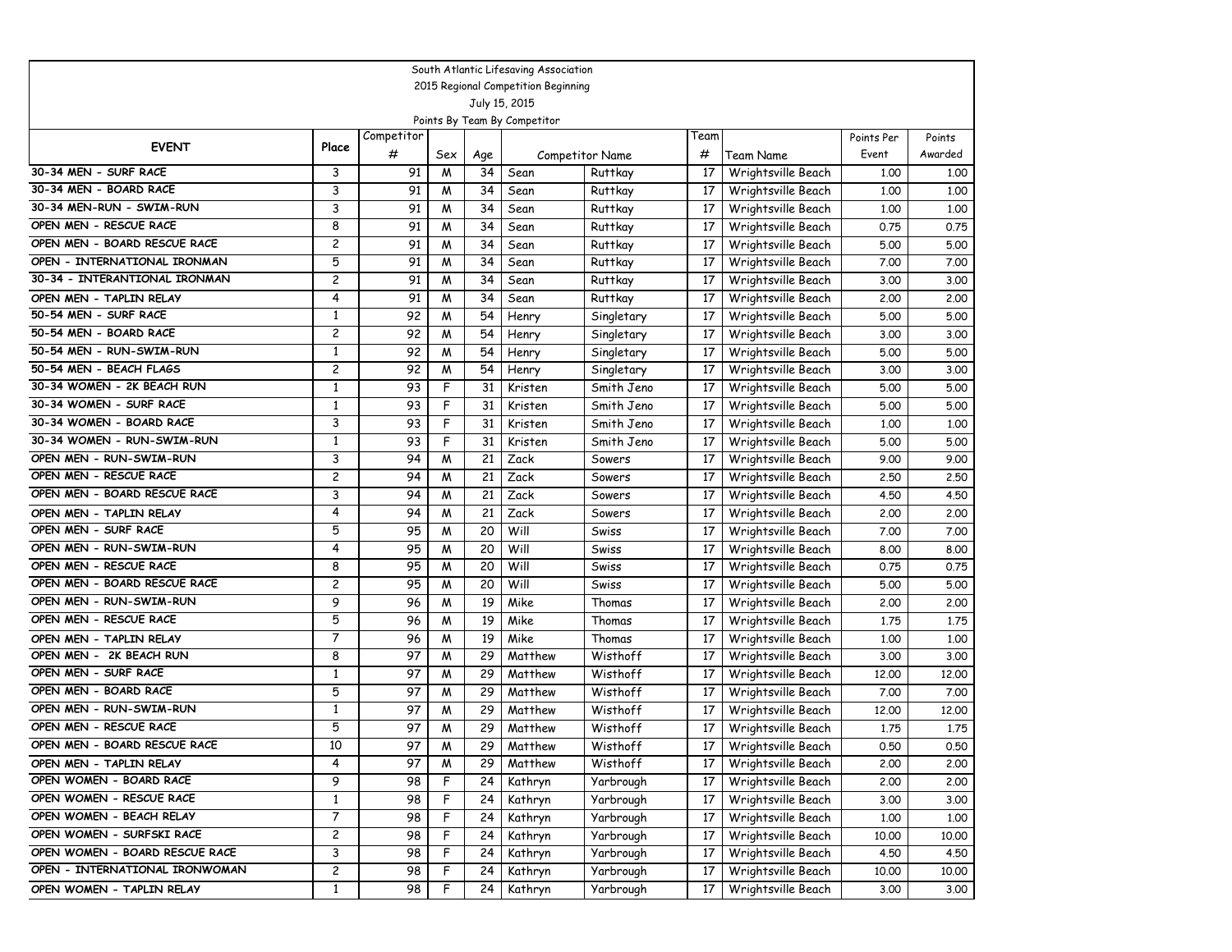South Atlantic Lifesaving Association

2015 Regional Competition Beginning

July 15, 2015

Points By Team By Competitor

| EVENT | Place | Competitor # | Sex | Age | Competitor Name | | Team # | Team Name | Points Per Event | Points Awarded |
|---|---|---|---|---|---|---|---|---|---|---|
| 30-34 MEN - SURF RACE | 3 | 91 | M | 34 | Sean | Ruttkay | 17 | Wrightsville Beach | 1.00 | 1.00 |
| 30-34 MEN - BOARD RACE | 3 | 91 | M | 34 | Sean | Ruttkay | 17 | Wrightsville Beach | 1.00 | 1.00 |
| 30-34 MEN-RUN - SWIM-RUN | 3 | 91 | M | 34 | Sean | Ruttkay | 17 | Wrightsville Beach | 1.00 | 1.00 |
| OPEN MEN - RESCUE RACE | 8 | 91 | M | 34 | Sean | Ruttkay | 17 | Wrightsville Beach | 0.75 | 0.75 |
| OPEN MEN - BOARD RESCUE RACE | 2 | 91 | M | 34 | Sean | Ruttkay | 17 | Wrightsville Beach | 5.00 | 5.00 |
| OPEN - INTERNATIONAL IRONMAN | 5 | 91 | M | 34 | Sean | Ruttkay | 17 | Wrightsville Beach | 7.00 | 7.00 |
| 30-34 - INTERANTIONAL IRONMAN | 2 | 91 | M | 34 | Sean | Ruttkay | 17 | Wrightsville Beach | 3.00 | 3.00 |
| OPEN MEN - TAPLIN RELAY | 4 | 91 | M | 34 | Sean | Ruttkay | 17 | Wrightsville Beach | 2.00 | 2.00 |
| 50-54 MEN - SURF RACE | 1 | 92 | M | 54 | Henry | Singletary | 17 | Wrightsville Beach | 5.00 | 5.00 |
| 50-54 MEN - BOARD RACE | 2 | 92 | M | 54 | Henry | Singletary | 17 | Wrightsville Beach | 3.00 | 3.00 |
| 50-54 MEN - RUN-SWIM-RUN | 1 | 92 | M | 54 | Henry | Singletary | 17 | Wrightsville Beach | 5.00 | 5.00 |
| 50-54 MEN - BEACH FLAGS | 2 | 92 | M | 54 | Henry | Singletary | 17 | Wrightsville Beach | 3.00 | 3.00 |
| 30-34 WOMEN - 2K BEACH RUN | 1 | 93 | F | 31 | Kristen | Smith Jeno | 17 | Wrightsville Beach | 5.00 | 5.00 |
| 30-34 WOMEN - SURF RACE | 1 | 93 | F | 31 | Kristen | Smith Jeno | 17 | Wrightsville Beach | 5.00 | 5.00 |
| 30-34 WOMEN - BOARD RACE | 3 | 93 | F | 31 | Kristen | Smith Jeno | 17 | Wrightsville Beach | 1.00 | 1.00 |
| 30-34 WOMEN - RUN-SWIM-RUN | 1 | 93 | F | 31 | Kristen | Smith Jeno | 17 | Wrightsville Beach | 5.00 | 5.00 |
| OPEN MEN - RUN-SWIM-RUN | 3 | 94 | M | 21 | Zack | Sowers | 17 | Wrightsville Beach | 9.00 | 9.00 |
| OPEN MEN - RESCUE RACE | 2 | 94 | M | 21 | Zack | Sowers | 17 | Wrightsville Beach | 2.50 | 2.50 |
| OPEN MEN - BOARD RESCUE RACE | 3 | 94 | M | 21 | Zack | Sowers | 17 | Wrightsville Beach | 4.50 | 4.50 |
| OPEN MEN - TAPLIN RELAY | 4 | 94 | M | 21 | Zack | Sowers | 17 | Wrightsville Beach | 2.00 | 2.00 |
| OPEN MEN - SURF RACE | 5 | 95 | M | 20 | Will | Swiss | 17 | Wrightsville Beach | 7.00 | 7.00 |
| OPEN MEN - RUN-SWIM-RUN | 4 | 95 | M | 20 | Will | Swiss | 17 | Wrightsville Beach | 8.00 | 8.00 |
| OPEN MEN - RESCUE RACE | 8 | 95 | M | 20 | Will | Swiss | 17 | Wrightsville Beach | 0.75 | 0.75 |
| OPEN MEN - BOARD RESCUE RACE | 2 | 95 | M | 20 | Will | Swiss | 17 | Wrightsville Beach | 5.00 | 5.00 |
| OPEN MEN - RUN-SWIM-RUN | 9 | 96 | M | 19 | Mike | Thomas | 17 | Wrightsville Beach | 2.00 | 2.00 |
| OPEN MEN - RESCUE RACE | 5 | 96 | M | 19 | Mike | Thomas | 17 | Wrightsville Beach | 1.75 | 1.75 |
| OPEN MEN - TAPLIN RELAY | 7 | 96 | M | 19 | Mike | Thomas | 17 | Wrightsville Beach | 1.00 | 1.00 |
| OPEN MEN - 2K BEACH RUN | 8 | 97 | M | 29 | Matthew | Wisthoff | 17 | Wrightsville Beach | 3.00 | 3.00 |
| OPEN MEN - SURF RACE | 1 | 97 | M | 29 | Matthew | Wisthoff | 17 | Wrightsville Beach | 12.00 | 12.00 |
| OPEN MEN - BOARD RACE | 5 | 97 | M | 29 | Matthew | Wisthoff | 17 | Wrightsville Beach | 7.00 | 7.00 |
| OPEN MEN - RUN-SWIM-RUN | 1 | 97 | M | 29 | Matthew | Wisthoff | 17 | Wrightsville Beach | 12.00 | 12.00 |
| OPEN MEN - RESCUE RACE | 5 | 97 | M | 29 | Matthew | Wisthoff | 17 | Wrightsville Beach | 1.75 | 1.75 |
| OPEN MEN - BOARD RESCUE RACE | 10 | 97 | M | 29 | Matthew | Wisthoff | 17 | Wrightsville Beach | 0.50 | 0.50 |
| OPEN MEN - TAPLIN RELAY | 4 | 97 | M | 29 | Matthew | Wisthoff | 17 | Wrightsville Beach | 2.00 | 2.00 |
| OPEN WOMEN - BOARD RACE | 9 | 98 | F | 24 | Kathryn | Yarbrough | 17 | Wrightsville Beach | 2.00 | 2.00 |
| OPEN WOMEN - RESCUE RACE | 1 | 98 | F | 24 | Kathryn | Yarbrough | 17 | Wrightsville Beach | 3.00 | 3.00 |
| OPEN WOMEN - BEACH RELAY | 7 | 98 | F | 24 | Kathryn | Yarbrough | 17 | Wrightsville Beach | 1.00 | 1.00 |
| OPEN WOMEN - SURFSKI RACE | 2 | 98 | F | 24 | Kathryn | Yarbrough | 17 | Wrightsville Beach | 10.00 | 10.00 |
| OPEN WOMEN - BOARD RESCUE RACE | 3 | 98 | F | 24 | Kathryn | Yarbrough | 17 | Wrightsville Beach | 4.50 | 4.50 |
| OPEN - INTERNATIONAL IRONWOMAN | 2 | 98 | F | 24 | Kathryn | Yarbrough | 17 | Wrightsville Beach | 10.00 | 10.00 |
| OPEN WOMEN - TAPLIN RELAY | 1 | 98 | F | 24 | Kathryn | Yarbrough | 17 | Wrightsville Beach | 3.00 | 3.00 |